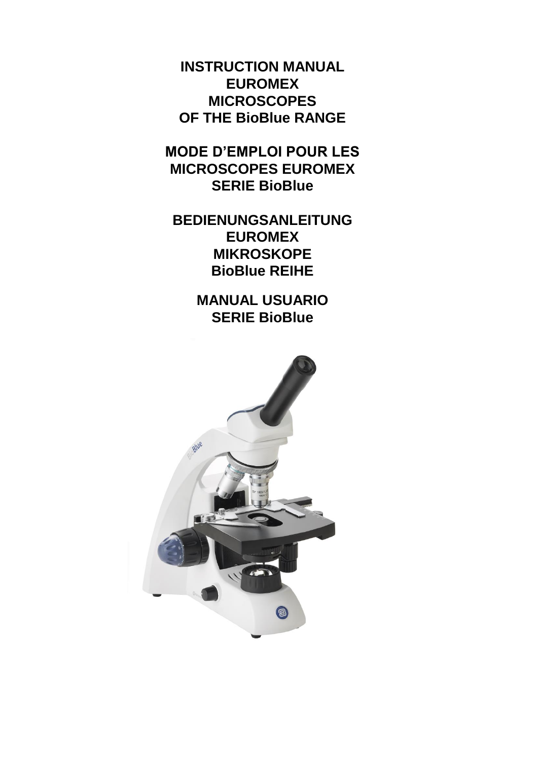# INSTRUCTION MANUAL EUROMEX MICROSCOPES OF THE BioBlue RANGE

# MODE D'EMPLOI POUR LES MICROSCOPES EUROMEX SERIE BioBlue

# BEDIENUNGSANLEITUNG EUROMEX MIKROSKOPE BioBlue REIHE

# MANUAL USUARIO SERIE BioBlue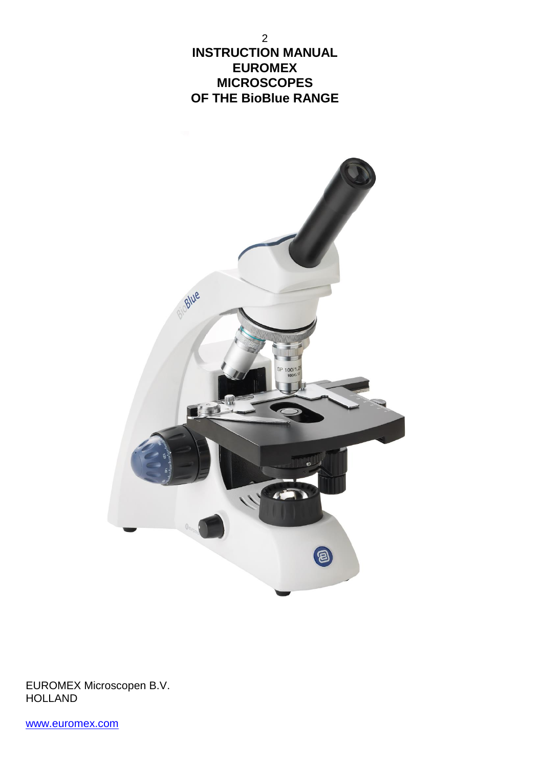# INSTRUCTION MANUAL
# EUROMEX
# MICROSCOPES
# OF THE BioBlue RANGE

EUROMEX Microscopen B.V.
HOLLAND

www.euromex.com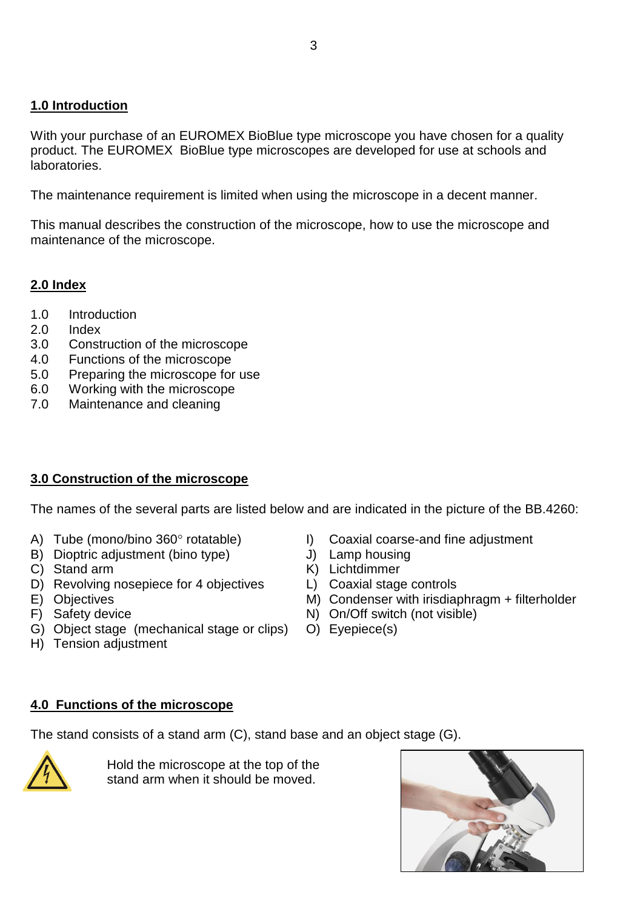## 1.0 Introduction

With your purchase of an EUROMEX BioBlue type microscope you have chosen for a quality product. The EUROMEX BioBlue type microscopes are developed for use at schools and laboratories.

The maintenance requirement is limited when using the microscope in a decent manner.

This manual describes the construction of the microscope, how to use the microscope and maintenance of the microscope.

## 2.0 Index

1.0 Introduction
2.0 Index
3.0 Construction of the microscope
4.0 Functions of the microscope
5.0 Preparing the microscope for use
6.0 Working with the microscope
7.0 Maintenance and cleaning

## 3.0 Construction of the microscope

The names of the several parts are listed below and are indicated in the picture of the BB.4260:

A) Tube (mono/bino 360° rotatable)
B) Dioptric adjustment (bino type)
C) Stand arm
D) Revolving nosepiece for 4 objectives
E) Objectives
F) Safety device
G) Object stage (mechanical stage or clips)
H) Tension adjustment
I) Coaxial coarse-and fine adjustment
J) Lamp housing
K) Lichtdimmer
L) Coaxial stage controls
M) Condenser with irisdiaphragm + filterholder
N) On/Off switch (not visible)
O) Eyepiece(s)

## 4.0 Functions of the microscope

The stand consists of a stand arm (C), stand base and an object stage (G).

Hold the microscope at the top of the stand arm when it should be moved.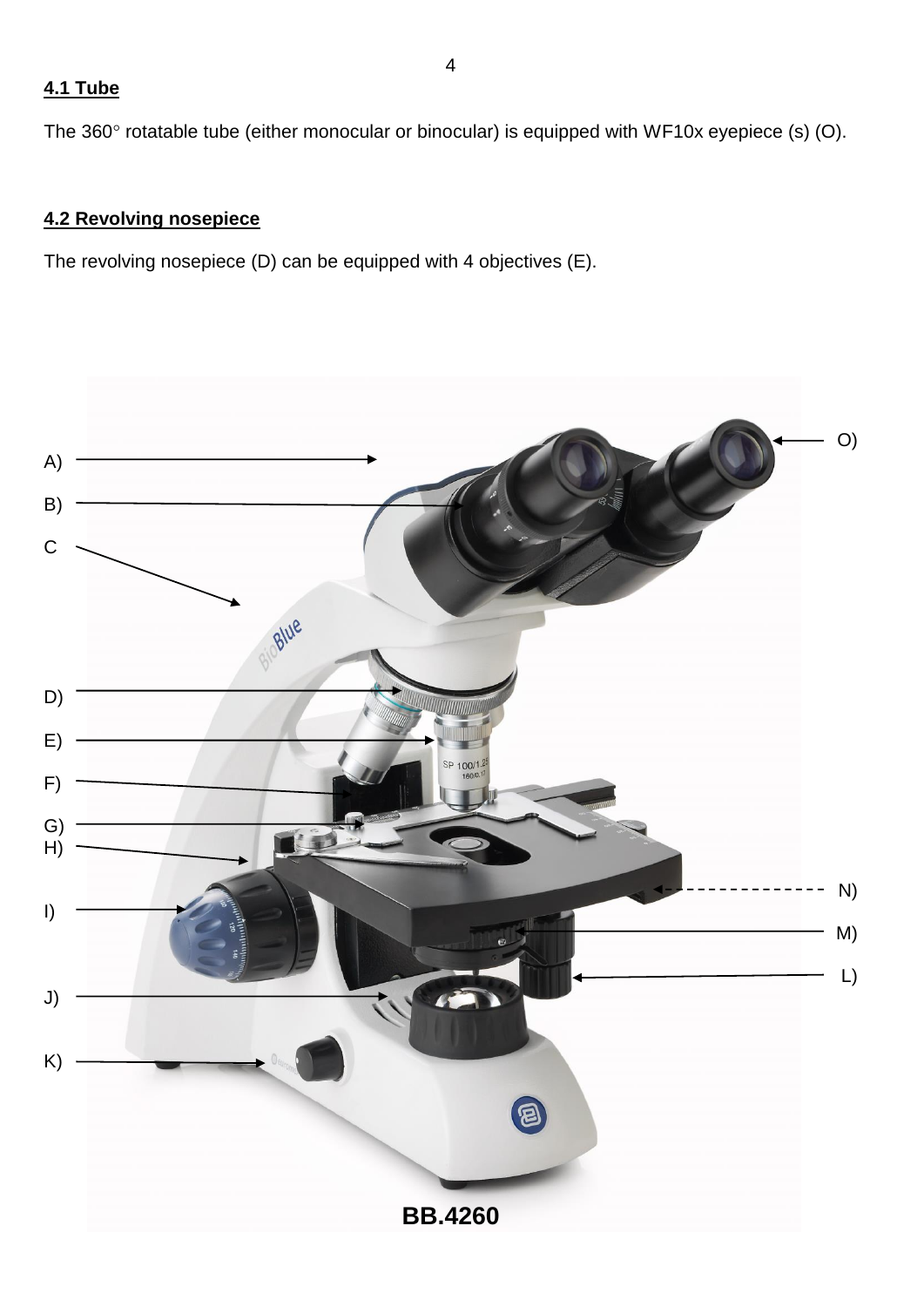## 4.1 Tube

The 360° rotatable tube (either monocular or binocular) is equipped with WF10x eyepiece (s) (O).

## 4.2 Revolving nosepiece

The revolving nosepiece (D) can be equipped with 4 objectives (E).

A)

B)

C

D)

E)

F)

G)

H)

I)

J)

K)

O)

N)

M)

L)

**BB.4260**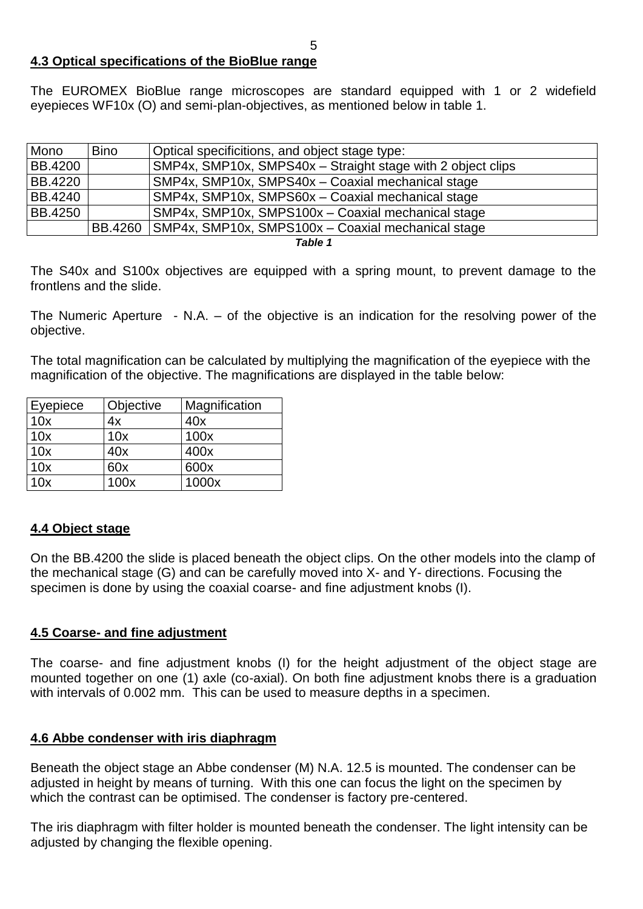## 4.3 Optical specifications of the BioBlue range

The EUROMEX BioBlue range microscopes are standard equipped with 1 or 2 widefield eyepieces WF10x (O) and semi-plan-objectives, as mentioned below in table 1.

| Mono | Bino | Optical specificitions, and object stage type: |
|---|---|---|
| BB.4200 | | SMP4x, SMP10x, SMPS40x – Straight stage with 2 object clips |
| BB.4220 | | SMP4x, SMP10x, SMPS40x – Coaxial mechanical stage |
| BB.4240 | | SMP4x, SMP10x, SMPS60x – Coaxial mechanical stage |
| BB.4250 | | SMP4x, SMP10x, SMPS100x – Coaxial mechanical stage |
| | BB.4260 | SMP4x, SMP10x, SMPS100x – Coaxial mechanical stage |

***Table 1***

The S40x and S100x objectives are equipped with a spring mount, to prevent damage to the frontlens and the slide.

The Numeric Aperture - N.A. – of the objective is an indication for the resolving power of the objective.

The total magnification can be calculated by multiplying the magnification of the eyepiece with the magnification of the objective. The magnifications are displayed in the table below:

| Eyepiece | Objective | Magnification |
|---|---|---|
| 10x | 4x | 40x |
| 10x | 10x | 100x |
| 10x | 40x | 400x |
| 10x | 60x | 600x |
| 10x | 100x | 1000x |

## 4.4 Object stage

On the BB.4200 the slide is placed beneath the object clips. On the other models into the clamp of the mechanical stage (G) and can be carefully moved into X- and Y- directions. Focusing the specimen is done by using the coaxial coarse- and fine adjustment knobs (I).

## 4.5 Coarse- and fine adjustment

The coarse- and fine adjustment knobs (I) for the height adjustment of the object stage are mounted together on one (1) axle (co-axial). On both fine adjustment knobs there is a graduation with intervals of 0.002 mm. This can be used to measure depths in a specimen.

## 4.6 Abbe condenser with iris diaphragm

Beneath the object stage an Abbe condenser (M) N.A. 12.5 is mounted. The condenser can be adjusted in height by means of turning. With this one can focus the light on the specimen by which the contrast can be optimised. The condenser is factory pre-centered.

The iris diaphragm with filter holder is mounted beneath the condenser. The light intensity can be adjusted by changing the flexible opening.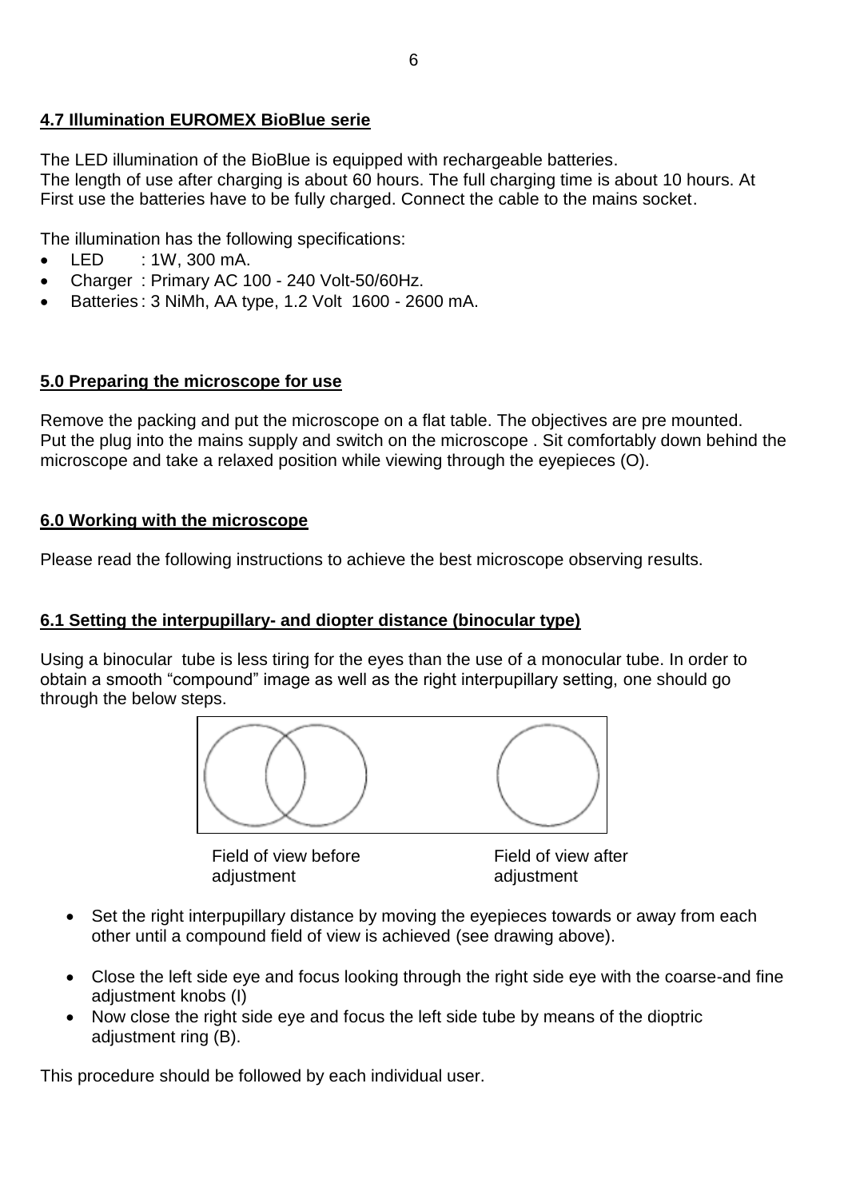## 4.7 Illumination EUROMEX BioBlue serie

The LED illumination of the BioBlue is equipped with rechargeable batteries.
The length of use after charging is about 60 hours. The full charging time is about 10 hours. At First use the batteries have to be fully charged. Connect the cable to the mains socket.

The illumination has the following specifications:

- LED : 1W, 300 mA.
- Charger : Primary AC 100 - 240 Volt-50/60Hz.
- Batteries : 3 NiMh, AA type, 1.2 Volt 1600 - 2600 mA.

## 5.0 Preparing the microscope for use

Remove the packing and put the microscope on a flat table. The objectives are pre mounted.
Put the plug into the mains supply and switch on the microscope . Sit comfortably down behind the microscope and take a relaxed position while viewing through the eyepieces (O).

## 6.0 Working with the microscope

Please read the following instructions to achieve the best microscope observing results.

### 6.1 Setting the interpupillary- and diopter distance (binocular type)

Using a binocular tube is less tiring for the eyes than the use of a monocular tube. In order to obtain a smooth "compound" image as well as the right interpupillary setting, one should go through the below steps.

Field of view before adjustment

Field of view after adjustment

- Set the right interpupillary distance by moving the eyepieces towards or away from each other until a compound field of view is achieved (see drawing above).
- Close the left side eye and focus looking through the right side eye with the coarse-and fine adjustment knobs (I)
- Now close the right side eye and focus the left side tube by means of the dioptric adjustment ring (B).

This procedure should be followed by each individual user.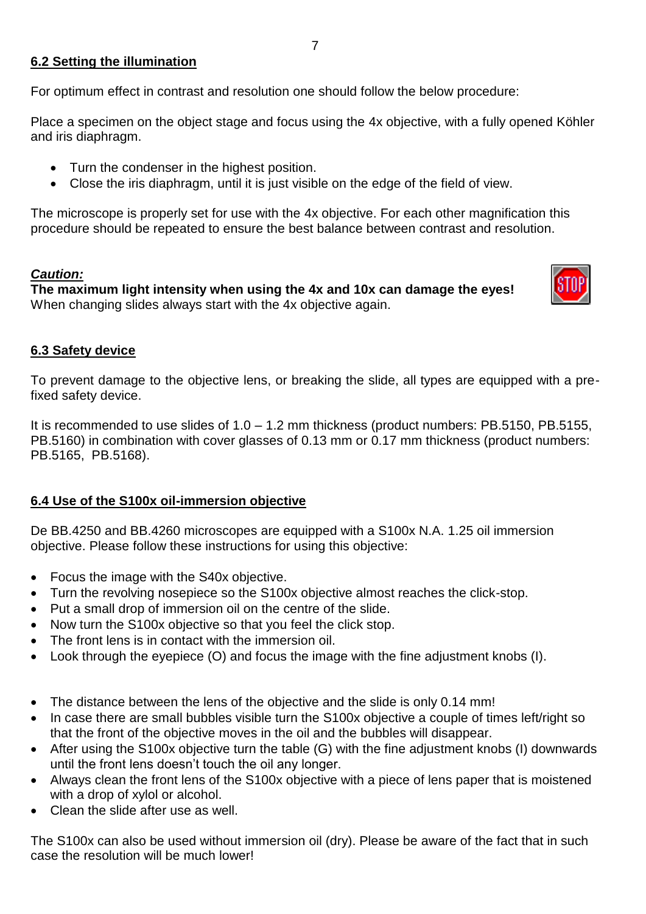## 6.2 Setting the illumination

For optimum effect in contrast and resolution one should follow the below procedure:

Place a specimen on the object stage and focus using the 4x objective, with a fully opened Köhler and iris diaphragm.

- Turn the condenser in the highest position.
- Close the iris diaphragm, until it is just visible on the edge of the field of view.

The microscope is properly set for use with the 4x objective. For each other magnification this procedure should be repeated to ensure the best balance between contrast and resolution.

***Caution:***
**The maximum light intensity when using the 4x and 10x can damage the eyes!**
When changing slides always start with the 4x objective again.

## 6.3 Safety device

To prevent damage to the objective lens, or breaking the slide, all types are equipped with a pre-fixed safety device.

It is recommended to use slides of 1.0 – 1.2 mm thickness (product numbers: PB.5150, PB.5155, PB.5160) in combination with cover glasses of 0.13 mm or 0.17 mm thickness (product numbers: PB.5165, PB.5168).

## 6.4 Use of the S100x oil-immersion objective

De BB.4250 and BB.4260 microscopes are equipped with a S100x N.A. 1.25 oil immersion objective. Please follow these instructions for using this objective:

- Focus the image with the S40x objective.
- Turn the revolving nosepiece so the S100x objective almost reaches the click-stop.
- Put a small drop of immersion oil on the centre of the slide.
- Now turn the S100x objective so that you feel the click stop.
- The front lens is in contact with the immersion oil.
- Look through the eyepiece (O) and focus the image with the fine adjustment knobs (I).

- The distance between the lens of the objective and the slide is only 0.14 mm!
- In case there are small bubbles visible turn the S100x objective a couple of times left/right so that the front of the objective moves in the oil and the bubbles will disappear.
- After using the S100x objective turn the table (G) with the fine adjustment knobs (I) downwards until the front lens doesn't touch the oil any longer.
- Always clean the front lens of the S100x objective with a piece of lens paper that is moistened with a drop of xylol or alcohol.
- Clean the slide after use as well.

The S100x can also be used without immersion oil (dry). Please be aware of the fact that in such case the resolution will be much lower!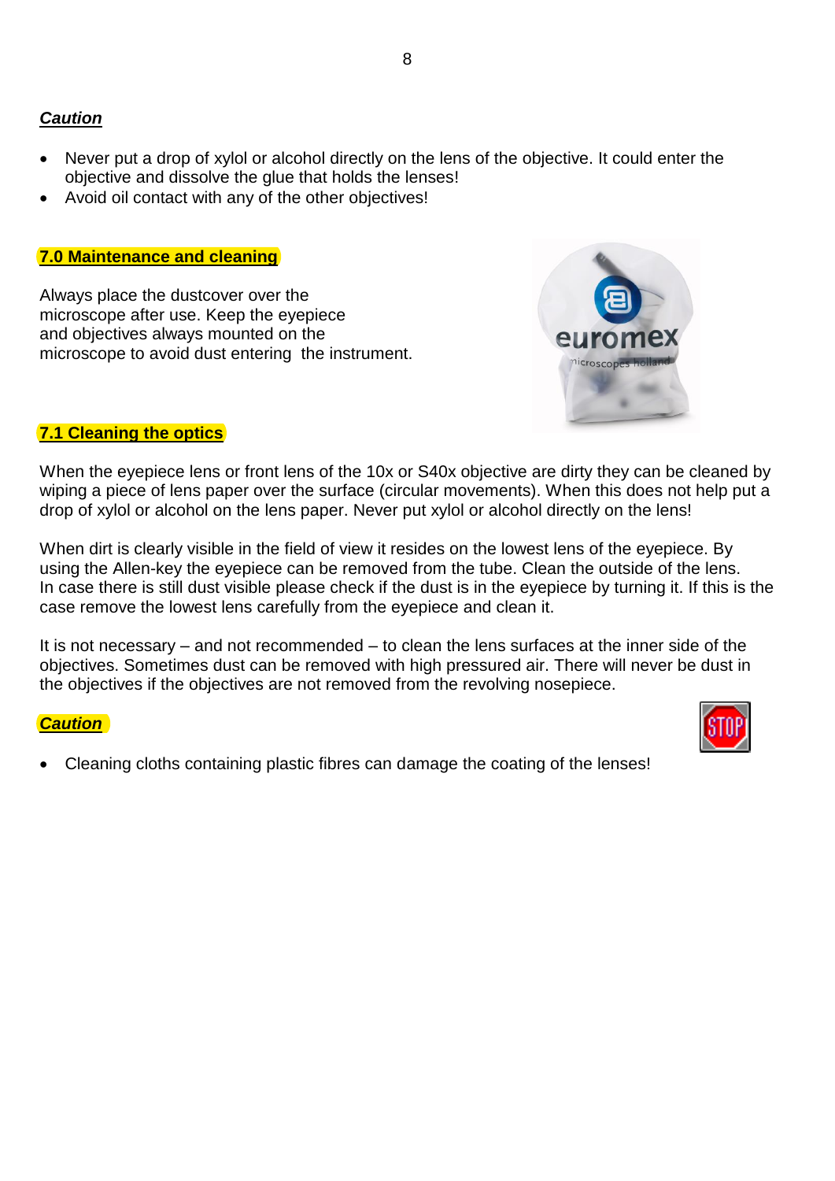***Caution***

- Never put a drop of xylol or alcohol directly on the lens of the objective. It could enter the objective and dissolve the glue that holds the lenses!
- Avoid oil contact with any of the other objectives!

## 7.0 Maintenance and cleaning

Always place the dustcover over the microscope after use. Keep the eyepiece and objectives always mounted on the microscope to avoid dust entering the instrument.

## 7.1 Cleaning the optics

When the eyepiece lens or front lens of the 10x or S40x objective are dirty they can be cleaned by wiping a piece of lens paper over the surface (circular movements). When this does not help put a drop of xylol or alcohol on the lens paper. Never put xylol or alcohol directly on the lens!

When dirt is clearly visible in the field of view it resides on the lowest lens of the eyepiece. By using the Allen-key the eyepiece can be removed from the tube. Clean the outside of the lens. In case there is still dust visible please check if the dust is in the eyepiece by turning it. If this is the case remove the lowest lens carefully from the eyepiece and clean it.

It is not necessary – and not recommended – to clean the lens surfaces at the inner side of the objectives. Sometimes dust can be removed with high pressured air. There will never be dust in the objectives if the objectives are not removed from the revolving nosepiece.

***Caution***

- Cleaning cloths containing plastic fibres can damage the coating of the lenses!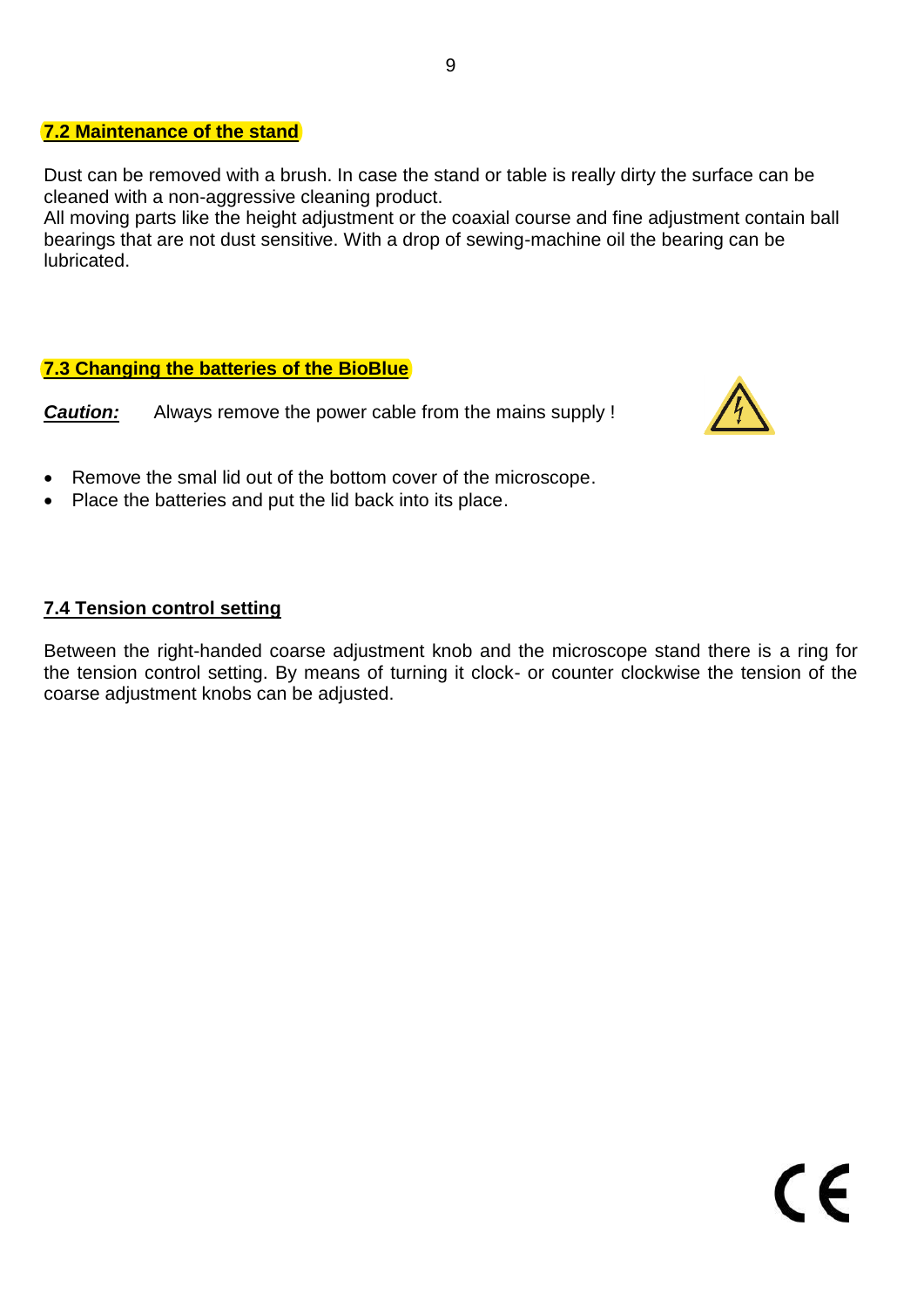## 7.2 Maintenance of the stand

Dust can be removed with a brush. In case the stand or table is really dirty the surface can be cleaned with a non-aggressive cleaning product.
All moving parts like the height adjustment or the coaxial course and fine adjustment contain ball bearings that are not dust sensitive. With a drop of sewing-machine oil the bearing can be lubricated.

## 7.3 Changing the batteries of the BioBlue

***Caution:*** Always remove the power cable from the mains supply !

- Remove the smal lid out of the bottom cover of the microscope.
- Place the batteries and put the lid back into its place.

## 7.4 Tension control setting

Between the right-handed coarse adjustment knob and the microscope stand there is a ring for the tension control setting. By means of turning it clock- or counter clockwise the tension of the coarse adjustment knobs can be adjusted.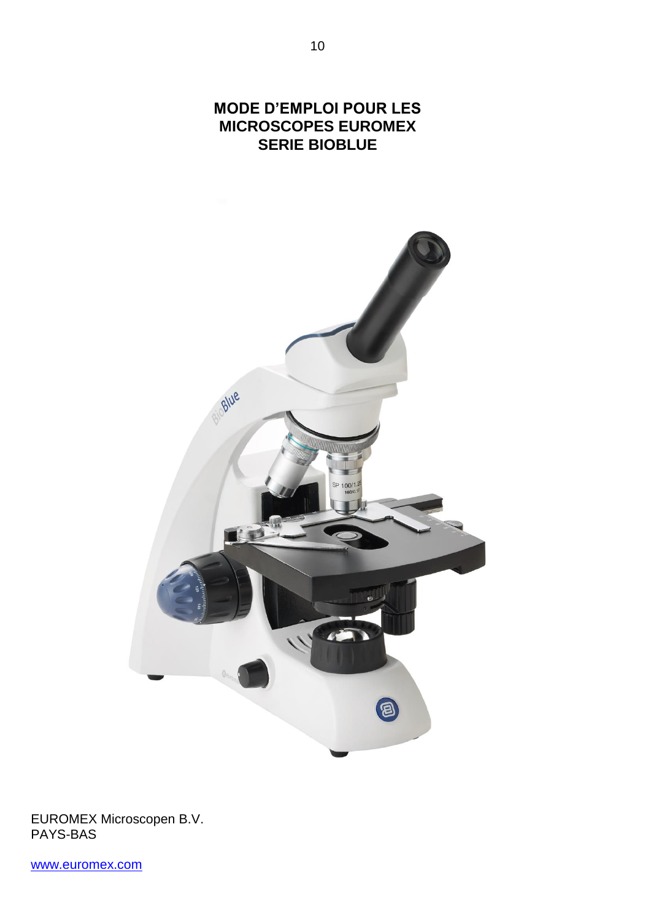# MODE D'EMPLOI POUR LES MICROSCOPES EUROMEX SERIE BIOBLUE

EUROMEX Microscopen B.V.
PAYS-BAS

www.euromex.com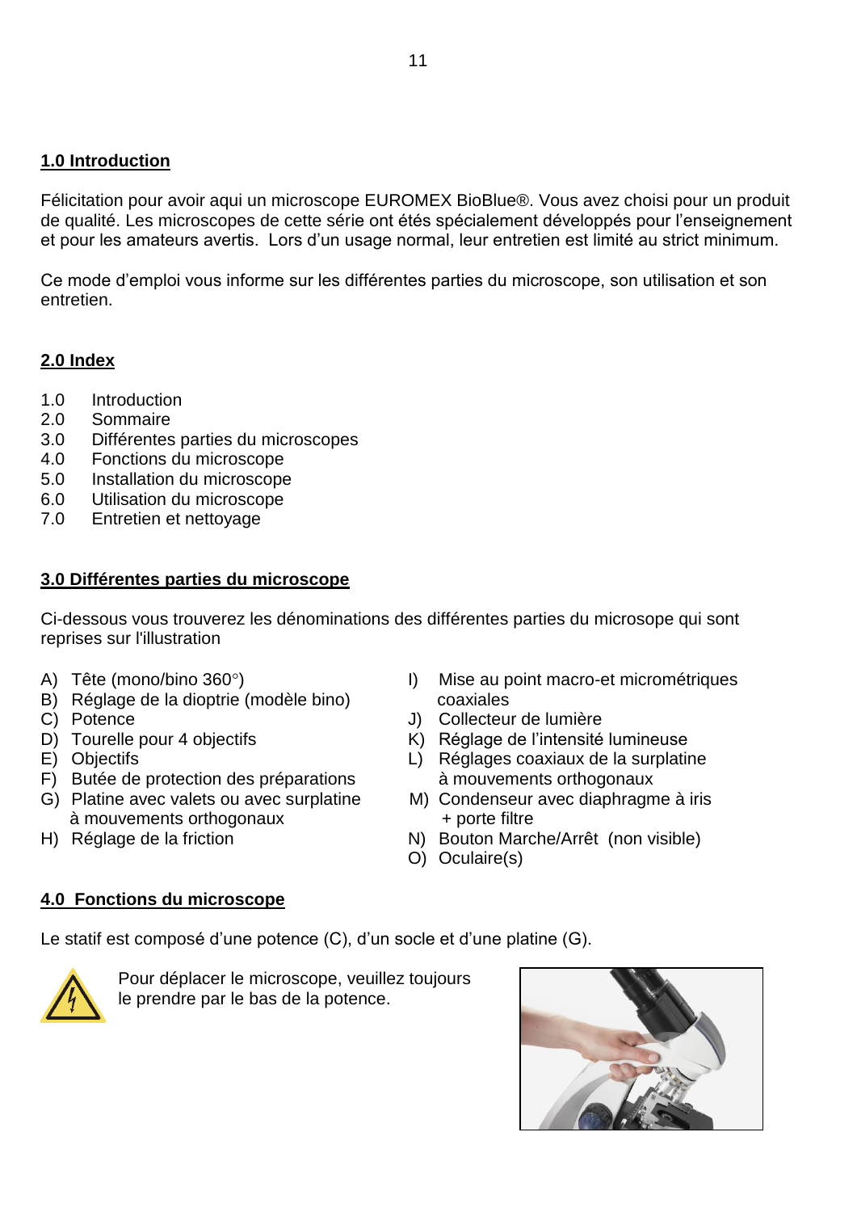## 1.0 Introduction

Félicitation pour avoir aqui un microscope EUROMEX BioBlue®. Vous avez choisi pour un produit de qualité. Les microscopes de cette série ont étés spécialement développés pour l'enseignement et pour les amateurs avertis. Lors d'un usage normal, leur entretien est limité au strict minimum.

Ce mode d'emploi vous informe sur les différentes parties du microscope, son utilisation et son entretien.

## 2.0 Index

1.0 Introduction
2.0 Sommaire
3.0 Différentes parties du microscopes
4.0 Fonctions du microscope
5.0 Installation du microscope
6.0 Utilisation du microscope
7.0 Entretien et nettoyage

## 3.0 Différentes parties du microscope

Ci-dessous vous trouverez les dénominations des différentes parties du microsope qui sont reprises sur l'illustration

A) Tête (mono/bino 360°)
B) Réglage de la dioptrie (modèle bino)
C) Potence
D) Tourelle pour 4 objectifs
E) Objectifs
F) Butée de protection des préparations
G) Platine avec valets ou avec surplatine à mouvements orthogonaux
H) Réglage de la friction
I) Mise au point macro-et micrométriques coaxiales
J) Collecteur de lumière
K) Réglage de l'intensité lumineuse
L) Réglages coaxiaux de la surplatine à mouvements orthogonaux
M) Condenseur avec diaphragme à iris + porte filtre
N) Bouton Marche/Arrêt (non visible)
O) Oculaire(s)

## 4.0 Fonctions du microscope

Le statif est composé d'une potence (C), d'un socle et d'une platine (G).

Pour déplacer le microscope, veuillez toujours le prendre par le bas de la potence.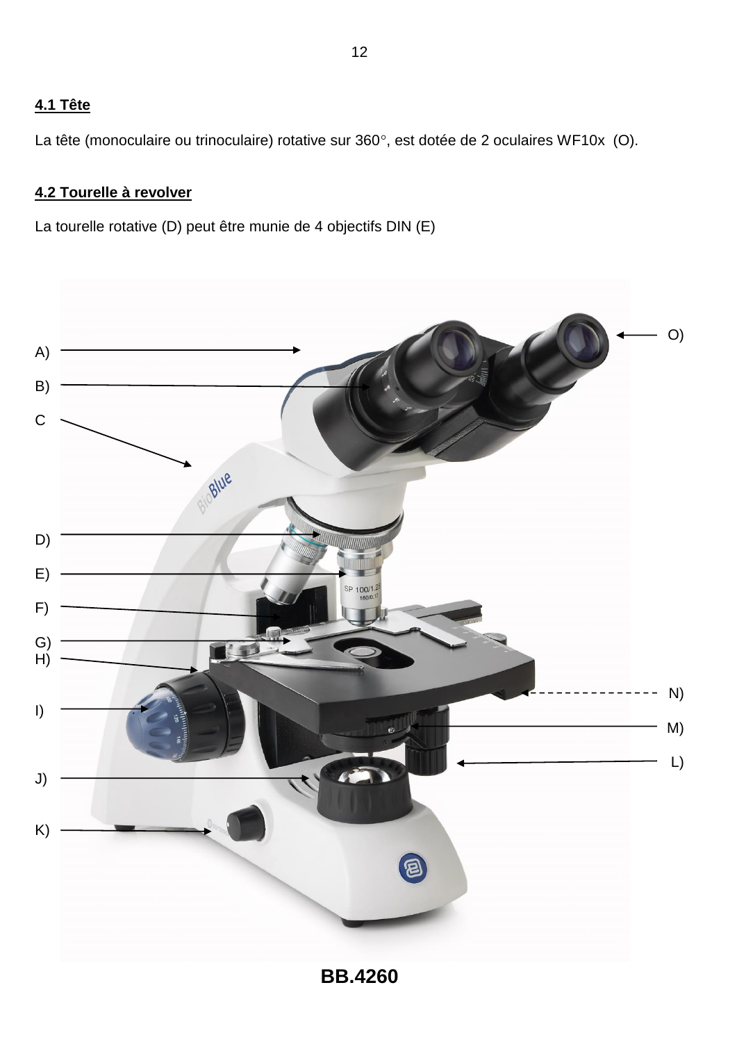### 4.1 Tête

La tête (monoculaire ou trinoculaire) rotative sur 360°, est dotée de 2 oculaires WF10x (O).

### 4.2 Tourelle à revolver

La tourelle rotative (D) peut être munie de 4 objectifs DIN (E)

A)
B)
C
D)
E)
F)
G)
H)
I)
J)
K)
L)
M)
N)
O)

**BB.4260**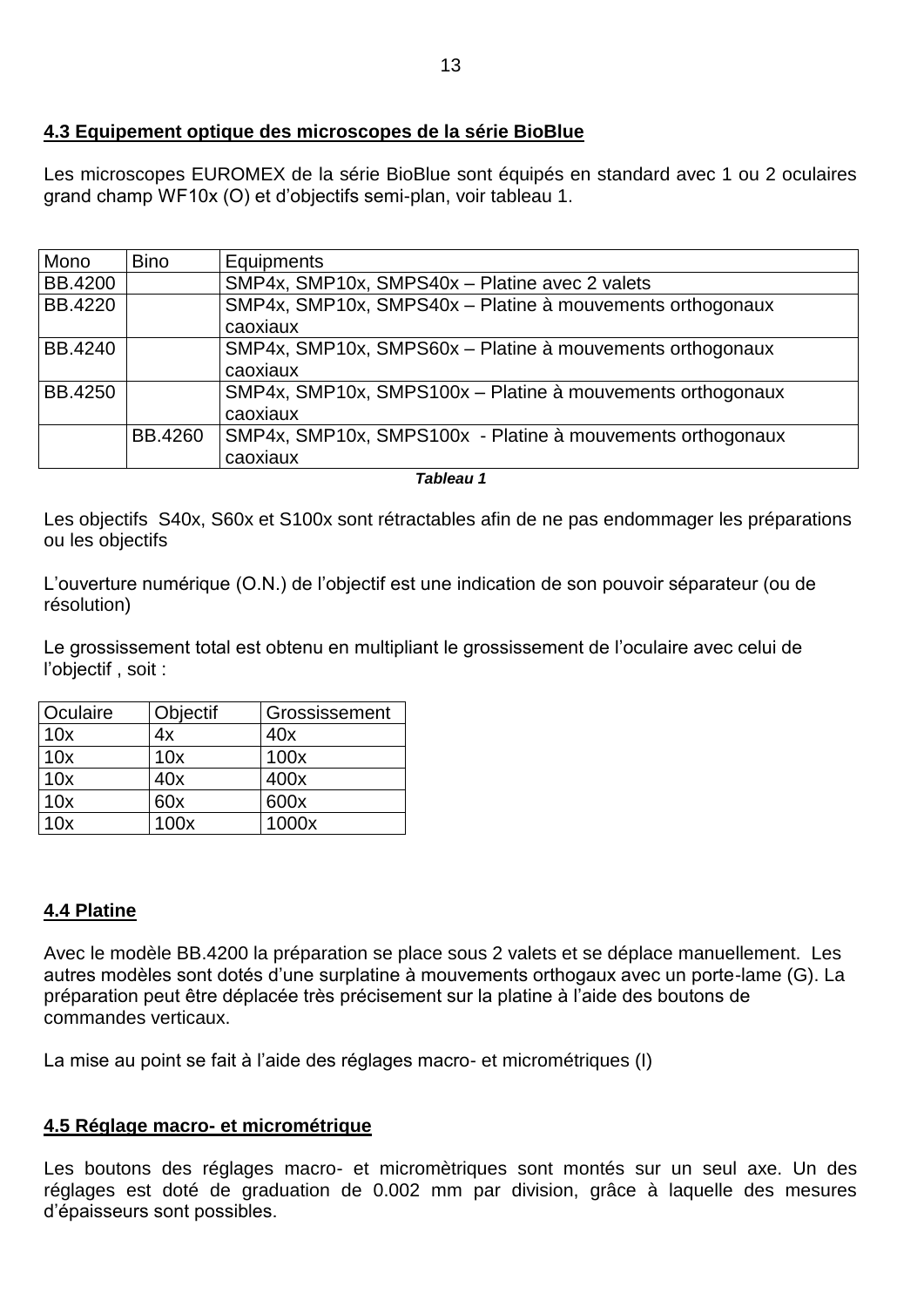## 4.3 Equipement optique des microscopes de la série BioBlue

Les microscopes EUROMEX de la série BioBlue sont équipés en standard avec 1 ou 2 oculaires grand champ WF10x (O) et d'objectifs semi-plan, voir tableau 1.

| Mono | Bino | Equipments |
|---|---|---|
| BB.4200 | | SMP4x, SMP10x, SMPS40x – Platine avec 2 valets |
| BB.4220 | | SMP4x, SMP10x, SMPS40x – Platine à mouvements orthogonaux caoxiaux |
| BB.4240 | | SMP4x, SMP10x, SMPS60x – Platine à mouvements orthogonaux caoxiaux |
| BB.4250 | | SMP4x, SMP10x, SMPS100x – Platine à mouvements orthogonaux caoxiaux |
| | BB.4260 | SMP4x, SMP10x, SMPS100x - Platine à mouvements orthogonaux caoxiaux |

***Tableau 1***

Les objectifs S40x, S60x et S100x sont rétractables afin de ne pas endommager les préparations ou les objectifs

L'ouverture numérique (O.N.) de l'objectif est une indication de son pouvoir séparateur (ou de résolution)

Le grossissement total est obtenu en multipliant le grossissement de l'oculaire avec celui de l'objectif , soit :

| Oculaire | Objectif | Grossissement |
|---|---|---|
| 10x | 4x | 40x |
| 10x | 10x | 100x |
| 10x | 40x | 400x |
| 10x | 60x | 600x |
| 10x | 100x | 1000x |

## 4.4 Platine

Avec le modèle BB.4200 la préparation se place sous 2 valets et se déplace manuellement. Les autres modèles sont dotés d'une surplatine à mouvements orthogaux avec un porte-lame (G). La préparation peut être déplacée très précisement sur la platine à l'aide des boutons de commandes verticaux.

La mise au point se fait à l'aide des réglages macro- et micrométriques (I)

## 4.5 Réglage macro- et micrométrique

Les boutons des réglages macro- et micromètriques sont montés sur un seul axe. Un des réglages est doté de graduation de 0.002 mm par division, grâce à laquelle des mesures d'épaisseurs sont possibles.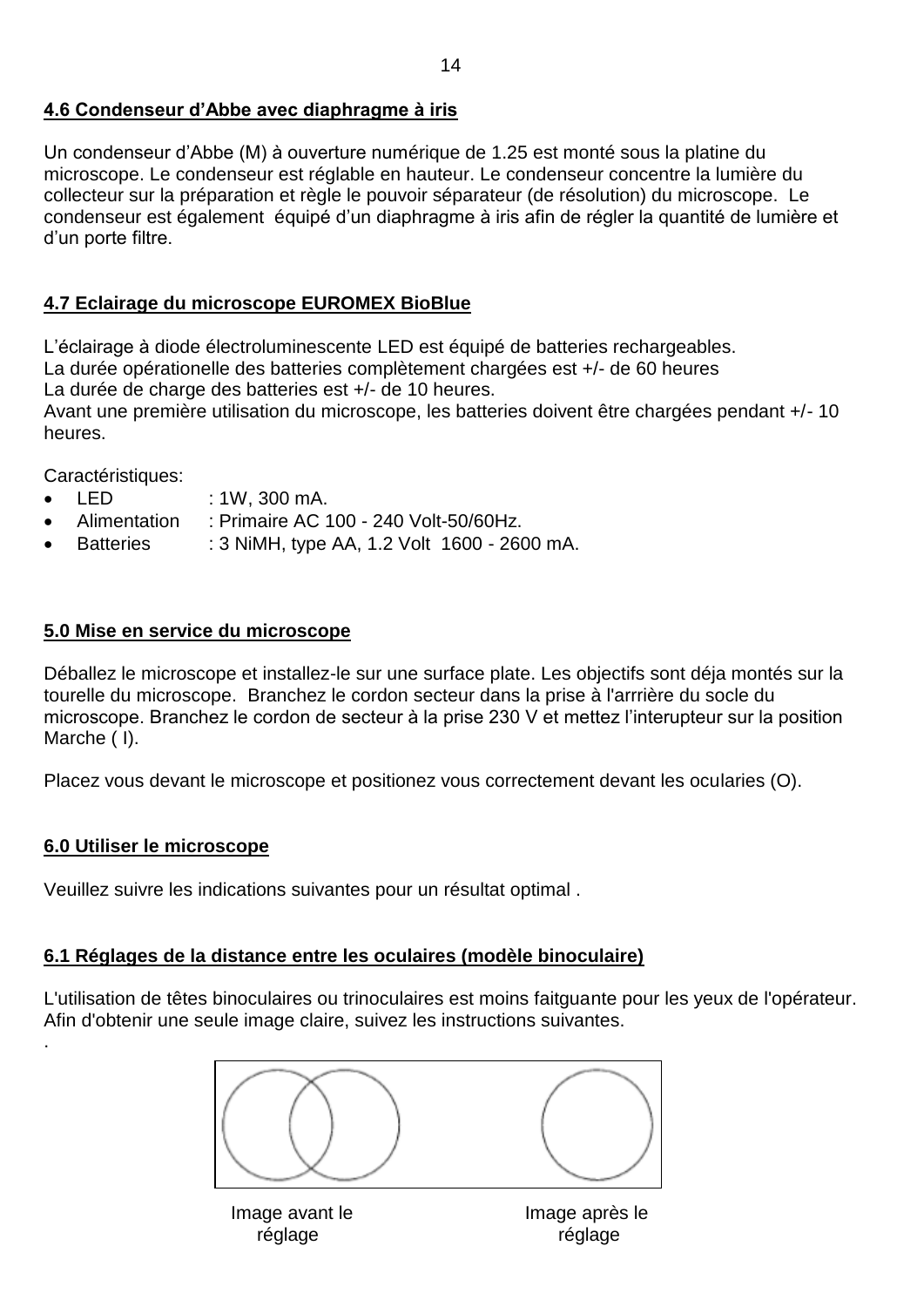## 4.6 Condenseur d'Abbe avec diaphragme à iris

Un condenseur d'Abbe (M) à ouverture numérique de 1.25 est monté sous la platine du microscope. Le condenseur est réglable en hauteur. Le condenseur concentre la lumière du collecteur sur la préparation et règle le pouvoir séparateur (de résolution) du microscope. Le condenseur est également équipé d'un diaphragme à iris afin de régler la quantité de lumière et d'un porte filtre.

## 4.7 Eclairage du microscope EUROMEX BioBlue

L'éclairage à diode électroluminescente LED est équipé de batteries rechargeables.
La durée opérationelle des batteries complètement chargées est +/- de 60 heures
La durée de charge des batteries est +/- de 10 heures.
Avant une première utilisation du microscope, les batteries doivent être chargées pendant +/- 10 heures.

Caractéristiques:

- LED : 1W, 300 mA.
- Alimentation : Primaire AC 100 - 240 Volt-50/60Hz.
- Batteries : 3 NiMH, type AA, 1.2 Volt 1600 - 2600 mA.

## 5.0 Mise en service du microscope

Déballez le microscope et installez-le sur une surface plate. Les objectifs sont déja montés sur la tourelle du microscope. Branchez le cordon secteur dans la prise à l'arrrière du socle du microscope. Branchez le cordon de secteur à la prise 230 V et mettez l'interupteur sur la position Marche ( I).

Placez vous devant le microscope et positionez vous correctement devant les ocularies (O).

## 6.0 Utiliser le microscope

Veuillez suivre les indications suivantes pour un résultat optimal .

## 6.1 Réglages de la distance entre les oculaires (modèle binoculaire)

L'utilisation de têtes binoculaires ou trinoculaires est moins faitguante pour les yeux de l'opérateur. Afin d'obtenir une seule image claire, suivez les instructions suivantes.

Image avant le réglage

Image après le réglage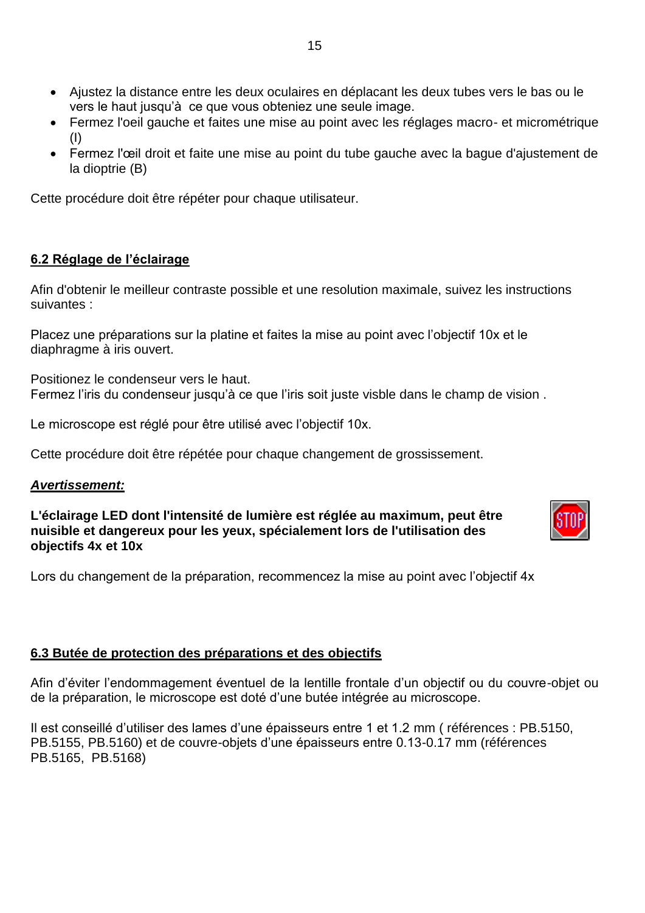- Ajustez la distance entre les deux oculaires en déplacant les deux tubes vers le bas ou le vers le haut jusqu'à  ce que vous obteniez une seule image.
- Fermez l'oeil gauche et faites une mise au point avec les réglages macro- et micrométrique (I)
- Fermez l'œil droit et faite une mise au point du tube gauche avec la bague d'ajustement de la dioptrie (B)

Cette procédure doit être répéter pour chaque utilisateur.

## 6.2 Réglage de l'éclairage

Afin d'obtenir le meilleur contraste possible et une resolution maximale, suivez les instructions suivantes :

Placez une préparations sur la platine et faites la mise au point avec l'objectif 10x et le diaphragme à iris ouvert.

Positionez le condenseur vers le haut.
Fermez l'iris du condenseur jusqu'à ce que l'iris soit juste visble dans le champ de vision .

Le microscope est réglé pour être utilisé avec l'objectif 10x.

Cette procédure doit être répétée pour chaque changement de grossissement.

***Avertissement:***

**L'éclairage LED dont l'intensité de lumière est réglée au maximum, peut être nuisible et dangereux pour les yeux, spécialement lors de l'utilisation des objectifs 4x et 10x**

Lors du changement de la préparation, recommencez la mise au point avec l'objectif 4x

## 6.3 Butée de protection des préparations et des objectifs

Afin d'éviter l'endommagement éventuel de la lentille frontale d'un objectif ou du couvre-objet ou de la préparation, le microscope est doté d'une butée intégrée au microscope.

Il est conseillé d'utiliser des lames d'une épaisseurs entre 1 et 1.2 mm ( références : PB.5150, PB.5155, PB.5160) et de couvre-objets d'une épaisseurs entre 0.13-0.17 mm (références PB.5165,  PB.5168)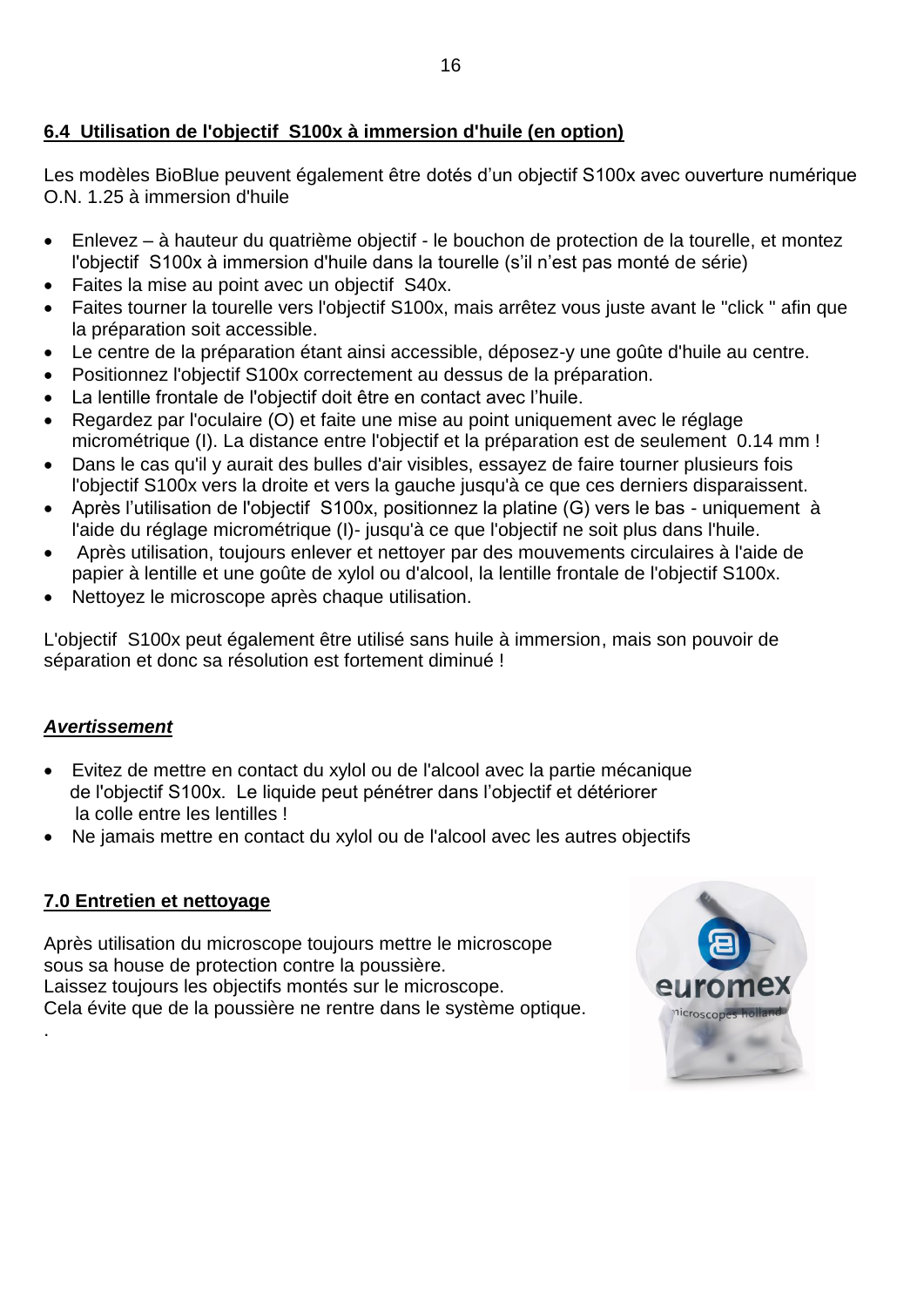## 6.4 Utilisation de l'objectif S100x à immersion d'huile (en option)

Les modèles BioBlue peuvent également être dotés d'un objectif S100x avec ouverture numérique O.N. 1.25 à immersion d'huile

- Enlevez – à hauteur du quatrième objectif - le bouchon de protection de la tourelle, et montez l'objectif S100x à immersion d'huile dans la tourelle (s'il n'est pas monté de série)
- Faites la mise au point avec un objectif S40x.
- Faites tourner la tourelle vers l'objectif S100x, mais arrêtez vous juste avant le "click " afin que la préparation soit accessible.
- Le centre de la préparation étant ainsi accessible, déposez-y une goûte d'huile au centre.
- Positionnez l'objectif S100x correctement au dessus de la préparation.
- La lentille frontale de l'objectif doit être en contact avec l'huile.
- Regardez par l'oculaire (O) et faite une mise au point uniquement avec le réglage micrométrique (I). La distance entre l'objectif et la préparation est de seulement 0.14 mm !
- Dans le cas qu'il y aurait des bulles d'air visibles, essayez de faire tourner plusieurs fois l'objectif S100x vers la droite et vers la gauche jusqu'à ce que ces derniers disparaissent.
- Après l'utilisation de l'objectif S100x, positionnez la platine (G) vers le bas - uniquement à l'aide du réglage micrométrique (I)- jusqu'à ce que l'objectif ne soit plus dans l'huile.
- Après utilisation, toujours enlever et nettoyer par des mouvements circulaires à l'aide de papier à lentille et une goûte de xylol ou d'alcool, la lentille frontale de l'objectif S100x.
- Nettoyez le microscope après chaque utilisation.

L'objectif S100x peut également être utilisé sans huile à immersion, mais son pouvoir de séparation et donc sa résolution est fortement diminué !

***Avertissement***

- Evitez de mettre en contact du xylol ou de l'alcool avec la partie mécanique de l'objectif S100x. Le liquide peut pénétrer dans l'objectif et détériorer la colle entre les lentilles !
- Ne jamais mettre en contact du xylol ou de l'alcool avec les autres objectifs

## 7.0 Entretien et nettoyage

Après utilisation du microscope toujours mettre le microscope sous sa house de protection contre la poussière.
Laissez toujours les objectifs montés sur le microscope.
Cela évite que de la poussière ne rentre dans le système optique.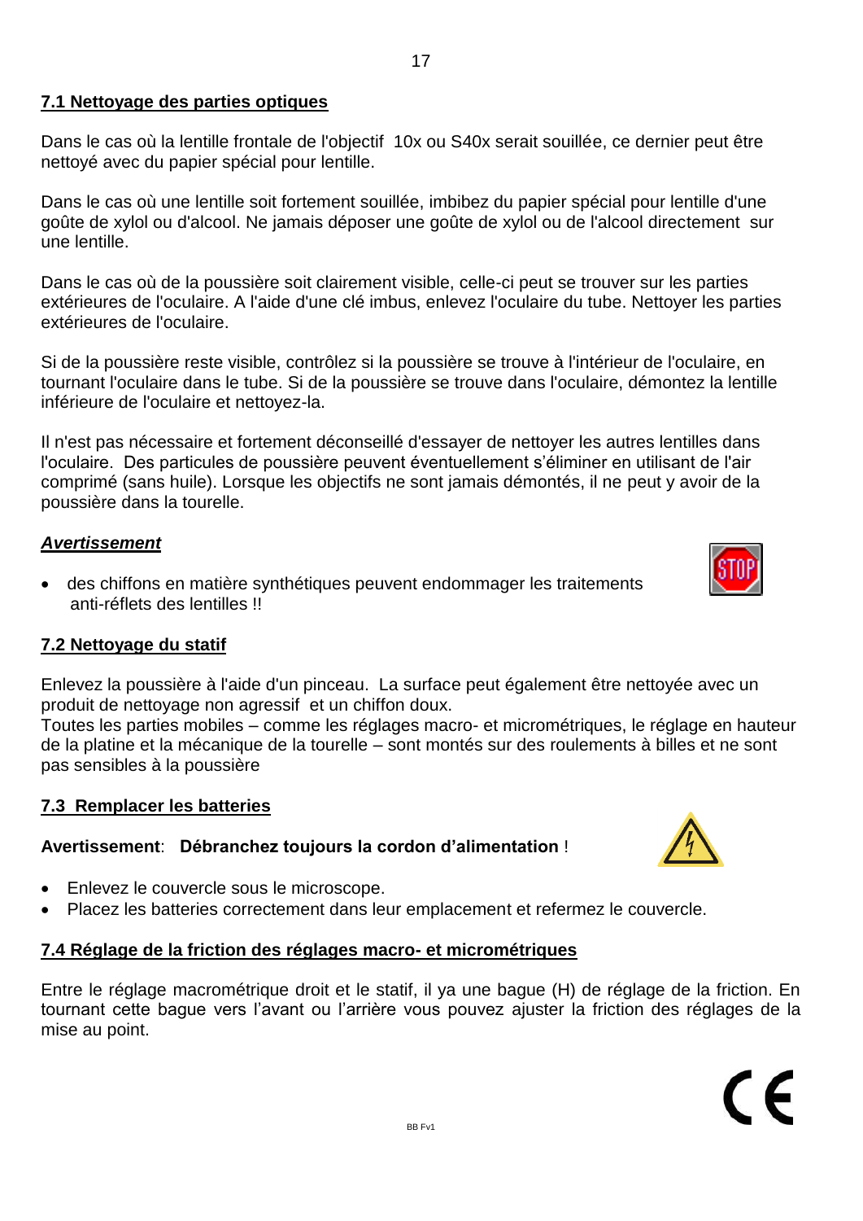## 7.1 Nettoyage des parties optiques

Dans le cas où la lentille frontale de l'objectif 10x ou S40x serait souillée, ce dernier peut être nettoyé avec du papier spécial pour lentille.

Dans le cas où une lentille soit fortement souillée, imbibez du papier spécial pour lentille d'une goûte de xylol ou d'alcool. Ne jamais déposer une goûte de xylol ou de l'alcool directement sur une lentille.

Dans le cas où de la poussière soit clairement visible, celle-ci peut se trouver sur les parties extérieures de l'oculaire. A l'aide d'une clé imbus, enlevez l'oculaire du tube. Nettoyer les parties extérieures de l'oculaire.

Si de la poussière reste visible, contrôlez si la poussière se trouve à l'intérieur de l'oculaire, en tournant l'oculaire dans le tube. Si de la poussière se trouve dans l'oculaire, démontez la lentille inférieure de l'oculaire et nettoyez-la.

Il n'est pas nécessaire et fortement déconseillé d'essayer de nettoyer les autres lentilles dans l'oculaire. Des particules de poussière peuvent éventuellement s'éliminer en utilisant de l'air comprimé (sans huile). Lorsque les objectifs ne sont jamais démontés, il ne peut y avoir de la poussière dans la tourelle.

***Avertissement***

- des chiffons en matière synthétiques peuvent endommager les traitements anti-réflets des lentilles !!

## 7.2 Nettoyage du statif

Enlevez la poussière à l'aide d'un pinceau. La surface peut également être nettoyée avec un produit de nettoyage non agressif et un chiffon doux.
Toutes les parties mobiles – comme les réglages macro- et micrométriques, le réglage en hauteur de la platine et la mécanique de la tourelle – sont montés sur des roulements à billes et ne sont pas sensibles à la poussière

## 7.3 Remplacer les batteries

**Avertissement**: **Débranchez toujours la cordon d'alimentation** !

- Enlevez le couvercle sous le microscope.
- Placez les batteries correctement dans leur emplacement et refermez le couvercle.

## 7.4 Réglage de la friction des réglages macro- et micrométriques

Entre le réglage macrométrique droit et le statif, il ya une bague (H) de réglage de la friction. En tournant cette bague vers l'avant ou l'arrière vous pouvez ajuster la friction des réglages de la mise au point.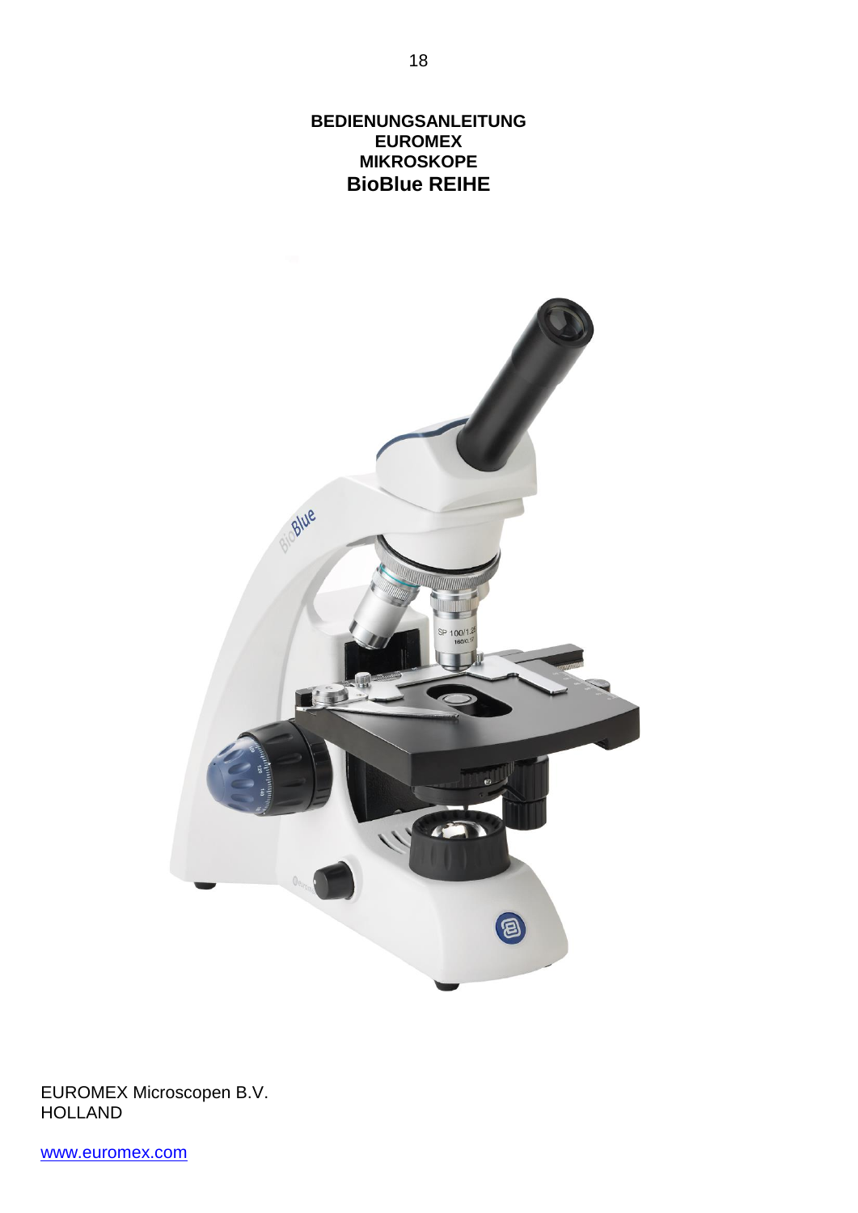**BEDIENUNGSANLEITUNG**
**EUROMEX**
**MIKROSKOPE**

# BioBlue REIHE

EUROMEX Microscopen B.V.
HOLLAND

www.euromex.com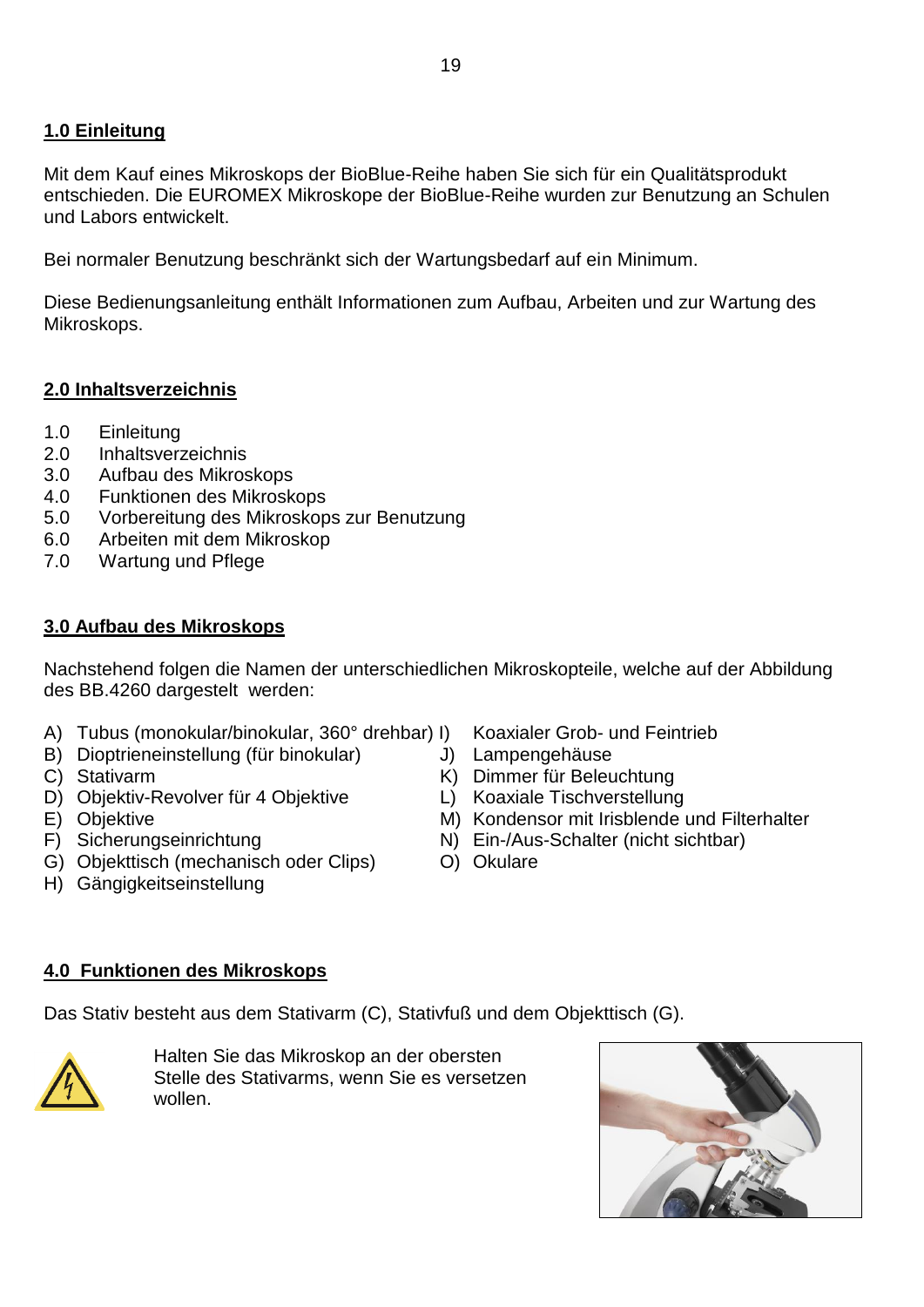## 1.0 Einleitung

Mit dem Kauf eines Mikroskops der BioBlue-Reihe haben Sie sich für ein Qualitätsprodukt entschieden. Die EUROMEX Mikroskope der BioBlue-Reihe wurden zur Benutzung an Schulen und Labors entwickelt.

Bei normaler Benutzung beschränkt sich der Wartungsbedarf auf ein Minimum.

Diese Bedienungsanleitung enthält Informationen zum Aufbau, Arbeiten und zur Wartung des Mikroskops.

## 2.0 Inhaltsverzeichnis

1.0 Einleitung
2.0 Inhaltsverzeichnis
3.0 Aufbau des Mikroskops
4.0 Funktionen des Mikroskops
5.0 Vorbereitung des Mikroskops zur Benutzung
6.0 Arbeiten mit dem Mikroskop
7.0 Wartung und Pflege

## 3.0 Aufbau des Mikroskops

Nachstehend folgen die Namen der unterschiedlichen Mikroskopteile, welche auf der Abbildung des BB.4260 dargestelt werden:

A) Tubus (monokular/binokular, 360° drehbar)
B) Dioptrieneinstellung (für binokular)
C) Stativarm
D) Objektiv-Revolver für 4 Objektive
E) Objektive
F) Sicherungseinrichtung
G) Objekttisch (mechanisch oder Clips)
H) Gängigkeitseinstellung
I) Koaxialer Grob- und Feintrieb
J) Lampengehäuse
K) Dimmer für Beleuchtung
L) Koaxiale Tischverstellung
M) Kondensor mit Irisblende und Filterhalter
N) Ein-/Aus-Schalter (nicht sichtbar)
O) Okulare

## 4.0 Funktionen des Mikroskops

Das Stativ besteht aus dem Stativarm (C), Stativfuß und dem Objekttisch (G).

Halten Sie das Mikroskop an der obersten Stelle des Stativarms, wenn Sie es versetzen wollen.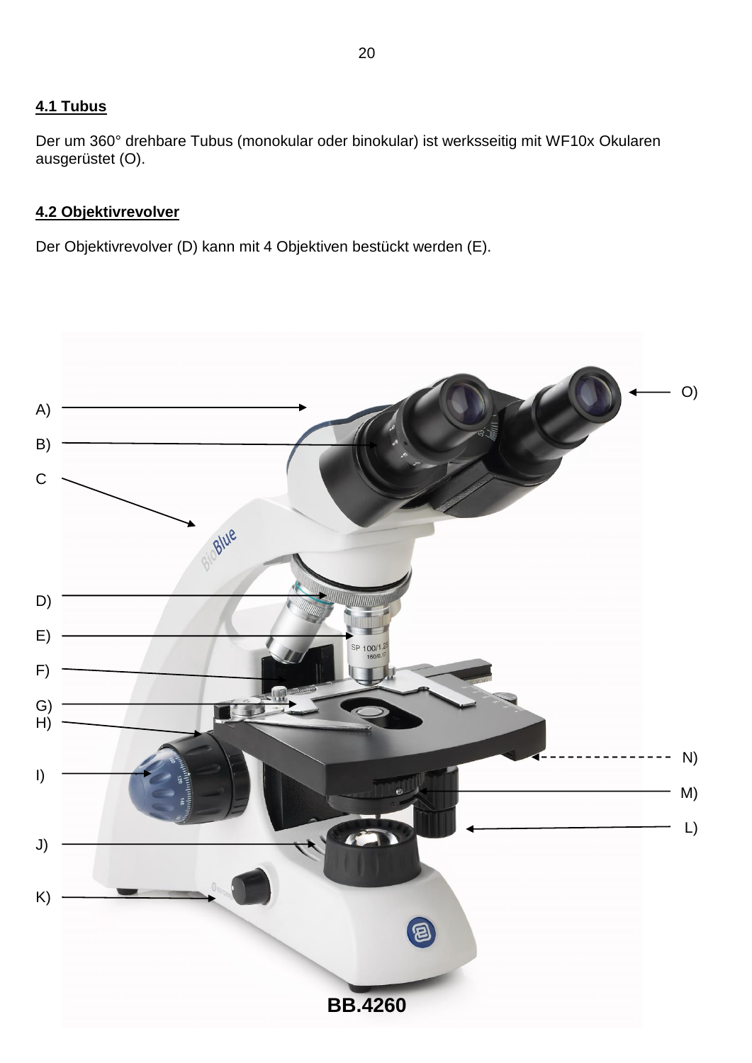## 4.1 Tubus

Der um 360° drehbare Tubus (monokular oder binokular) ist werksseitig mit WF10x Okularen ausgerüstet (O).

## 4.2 Objektivrevolver

Der Objektivrevolver (D) kann mit 4 Objektiven bestückt werden (E).

A)
B)
C
D)
E)
F)
G)
H)
I)
J)
K)
L)
M)
N)
O)

**BB.4260**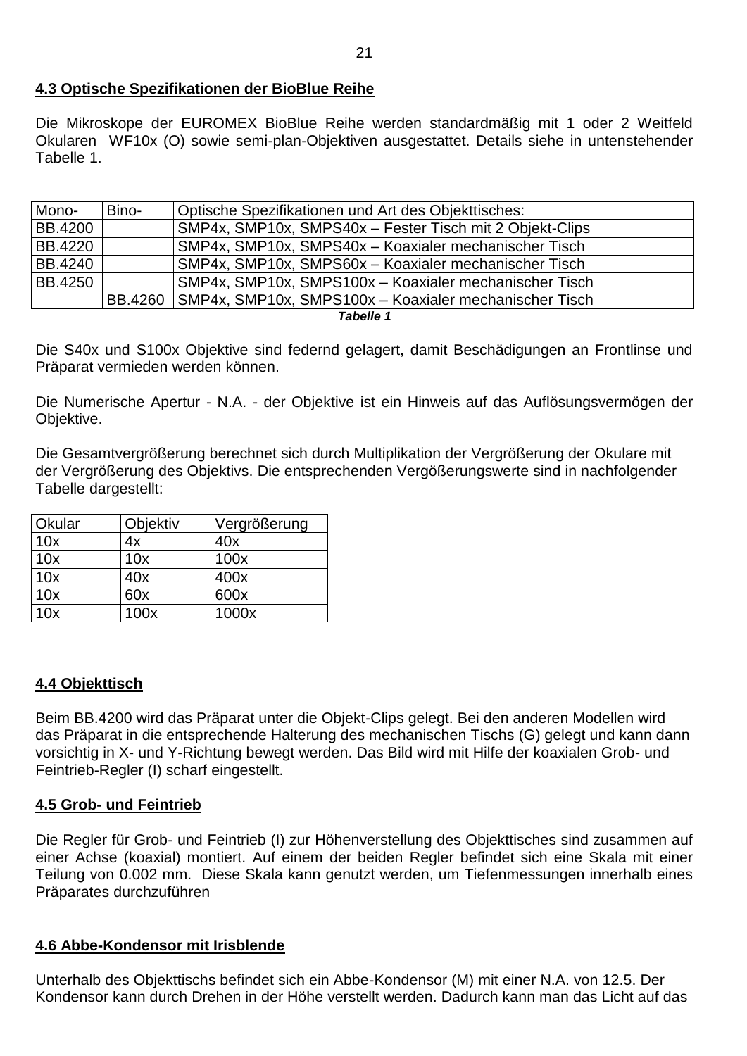## 4.3 Optische Spezifikationen der BioBlue Reihe

Die Mikroskope der EUROMEX BioBlue Reihe werden standardmäßig mit 1 oder 2 Weitfeld Okularen WF10x (O) sowie semi-plan-Objektiven ausgestattet. Details siehe in untenstehender Tabelle 1.

| Mono- | Bino- | Optische Spezifikationen und Art des Objekttisches: |
|---|---|---|
| BB.4200 | | SMP4x, SMP10x, SMPS40x – Fester Tisch mit 2 Objekt-Clips |
| BB.4220 | | SMP4x, SMP10x, SMPS40x – Koaxialer mechanischer Tisch |
| BB.4240 | | SMP4x, SMP10x, SMPS60x – Koaxialer mechanischer Tisch |
| BB.4250 | | SMP4x, SMP10x, SMPS100x – Koaxialer mechanischer Tisch |
| | BB.4260 | SMP4x, SMP10x, SMPS100x – Koaxialer mechanischer Tisch |

***Tabelle 1***

Die S40x und S100x Objektive sind federnd gelagert, damit Beschädigungen an Frontlinse und Präparat vermieden werden können.

Die Numerische Apertur - N.A. - der Objektive ist ein Hinweis auf das Auflösungsvermögen der Objektive.

Die Gesamtvergrößerung berechnet sich durch Multiplikation der Vergrößerung der Okulare mit der Vergrößerung des Objektivs. Die entsprechenden Vergößerungswerte sind in nachfolgender Tabelle dargestellt:

| Okular | Objektiv | Vergrößerung |
|---|---|---|
| 10x | 4x | 40x |
| 10x | 10x | 100x |
| 10x | 40x | 400x |
| 10x | 60x | 600x |
| 10x | 100x | 1000x |

## 4.4 Objekttisch

Beim BB.4200 wird das Präparat unter die Objekt-Clips gelegt. Bei den anderen Modellen wird das Präparat in die entsprechende Halterung des mechanischen Tischs (G) gelegt und kann dann vorsichtig in X- und Y-Richtung bewegt werden. Das Bild wird mit Hilfe der koaxialen Grob- und Feintrieb-Regler (I) scharf eingestellt.

## 4.5 Grob- und Feintrieb

Die Regler für Grob- und Feintrieb (I) zur Höhenverstellung des Objekttisches sind zusammen auf einer Achse (koaxial) montiert. Auf einem der beiden Regler befindet sich eine Skala mit einer Teilung von 0.002 mm. Diese Skala kann genutzt werden, um Tiefenmessungen innerhalb eines Präparates durchzuführen

## 4.6 Abbe-Kondensor mit Irisblende

Unterhalb des Objekttischs befindet sich ein Abbe-Kondensor (M) mit einer N.A. von 12.5. Der Kondensor kann durch Drehen in der Höhe verstellt werden. Dadurch kann man das Licht auf das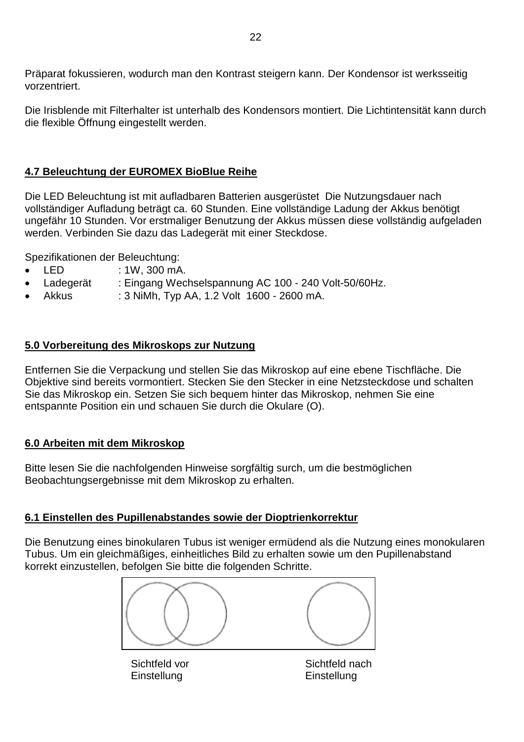Präparat fokussieren, wodurch man den Kontrast steigern kann. Der Kondensor ist werksseitig vorzentriert.

Die Irisblende mit Filterhalter ist unterhalb des Kondensors montiert. Die Lichtintensität kann durch die flexible Öffnung eingestellt werden.

## 4.7 Beleuchtung der EUROMEX BioBlue Reihe

Die LED Beleuchtung ist mit aufladbaren Batterien ausgerüstet  Die Nutzungsdauer nach vollständiger Aufladung beträgt ca. 60 Stunden. Eine vollständige Ladung der Akkus benötigt ungefähr 10 Stunden. Vor erstmaliger Benutzung der Akkus müssen diese vollständig aufgeladen werden. Verbinden Sie dazu das Ladegerät mit einer Steckdose.

Spezifikationen der Beleuchtung:

- LED : 1W, 300 mA.
- Ladegerät : Eingang Wechselspannung AC 100 - 240 Volt-50/60Hz.
- Akkus : 3 NiMh, Typ AA, 1.2 Volt  1600 - 2600 mA.

## 5.0 Vorbereitung des Mikroskops zur Nutzung

Entfernen Sie die Verpackung und stellen Sie das Mikroskop auf eine ebene Tischfläche. Die Objektive sind bereits vormontiert. Stecken Sie den Stecker in eine Netzsteckdose und schalten Sie das Mikroskop ein. Setzen Sie sich bequem hinter das Mikroskop, nehmen Sie eine entspannte Position ein und schauen Sie durch die Okulare (O).

## 6.0 Arbeiten mit dem Mikroskop

Bitte lesen Sie die nachfolgenden Hinweise sorgfältig surch, um die bestmöglichen Beobachtungsergebnisse mit dem Mikroskop zu erhalten.

## 6.1 Einstellen des Pupillenabstandes sowie der Dioptrienkorrektur

Die Benutzung eines binokularen Tubus ist weniger ermüdend als die Nutzung eines monokularen Tubus. Um ein gleichmäßiges, einheitliches Bild zu erhalten sowie um den Pupillenabstand korrekt einzustellen, befolgen Sie bitte die folgenden Schritte.

Sichtfeld vor Einstellung

Sichtfeld nach Einstellung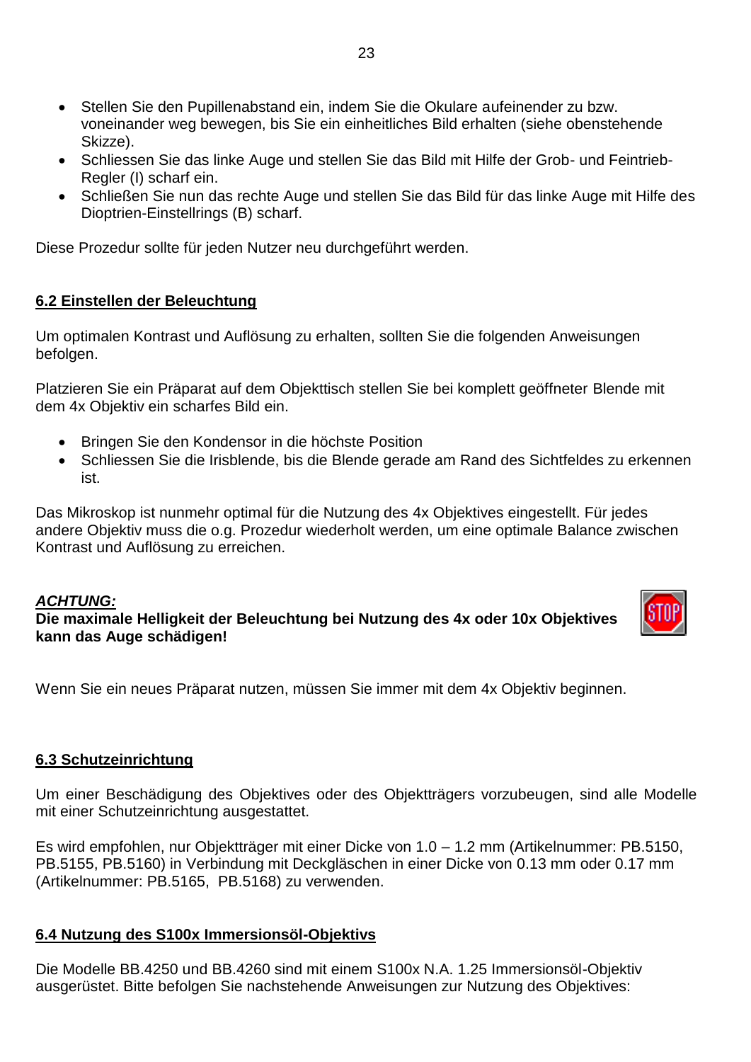- Stellen Sie den Pupillenabstand ein, indem Sie die Okulare aufeinender zu bzw. voneinander weg bewegen, bis Sie ein einheitliches Bild erhalten (siehe obenstehende Skizze).
- Schliessen Sie das linke Auge und stellen Sie das Bild mit Hilfe der Grob- und Feintrieb-Regler (I) scharf ein.
- Schließen Sie nun das rechte Auge und stellen Sie das Bild für das linke Auge mit Hilfe des Dioptrien-Einstellrings (B) scharf.

Diese Prozedur sollte für jeden Nutzer neu durchgeführt werden.

## 6.2 Einstellen der Beleuchtung

Um optimalen Kontrast und Auflösung zu erhalten, sollten Sie die folgenden Anweisungen befolgen.

Platzieren Sie ein Präparat auf dem Objekttisch stellen Sie bei komplett geöffneter Blende mit dem 4x Objektiv ein scharfes Bild ein.

- Bringen Sie den Kondensor in die höchste Position
- Schliessen Sie die Irisblende, bis die Blende gerade am Rand des Sichtfeldes zu erkennen ist.

Das Mikroskop ist nunmehr optimal für die Nutzung des 4x Objektives eingestellt. Für jedes andere Objektiv muss die o.g. Prozedur wiederholt werden, um eine optimale Balance zwischen Kontrast und Auflösung zu erreichen.

***ACHTUNG:***
**Die maximale Helligkeit der Beleuchtung bei Nutzung des 4x oder 10x Objektives kann das Auge schädigen!**

Wenn Sie ein neues Präparat nutzen, müssen Sie immer mit dem 4x Objektiv beginnen.

## 6.3 Schutzeinrichtung

Um einer Beschädigung des Objektives oder des Objektträgers vorzubeugen, sind alle Modelle mit einer Schutzeinrichtung ausgestattet.

Es wird empfohlen, nur Objektträger mit einer Dicke von 1.0 – 1.2 mm (Artikelnummer: PB.5150, PB.5155, PB.5160) in Verbindung mit Deckgläschen in einer Dicke von 0.13 mm oder 0.17 mm (Artikelnummer: PB.5165, PB.5168) zu verwenden.

## 6.4 Nutzung des S100x Immersionsöl-Objektivs

Die Modelle BB.4250 und BB.4260 sind mit einem S100x N.A. 1.25 Immersionsöl-Objektiv ausgerüstet. Bitte befolgen Sie nachstehende Anweisungen zur Nutzung des Objektives: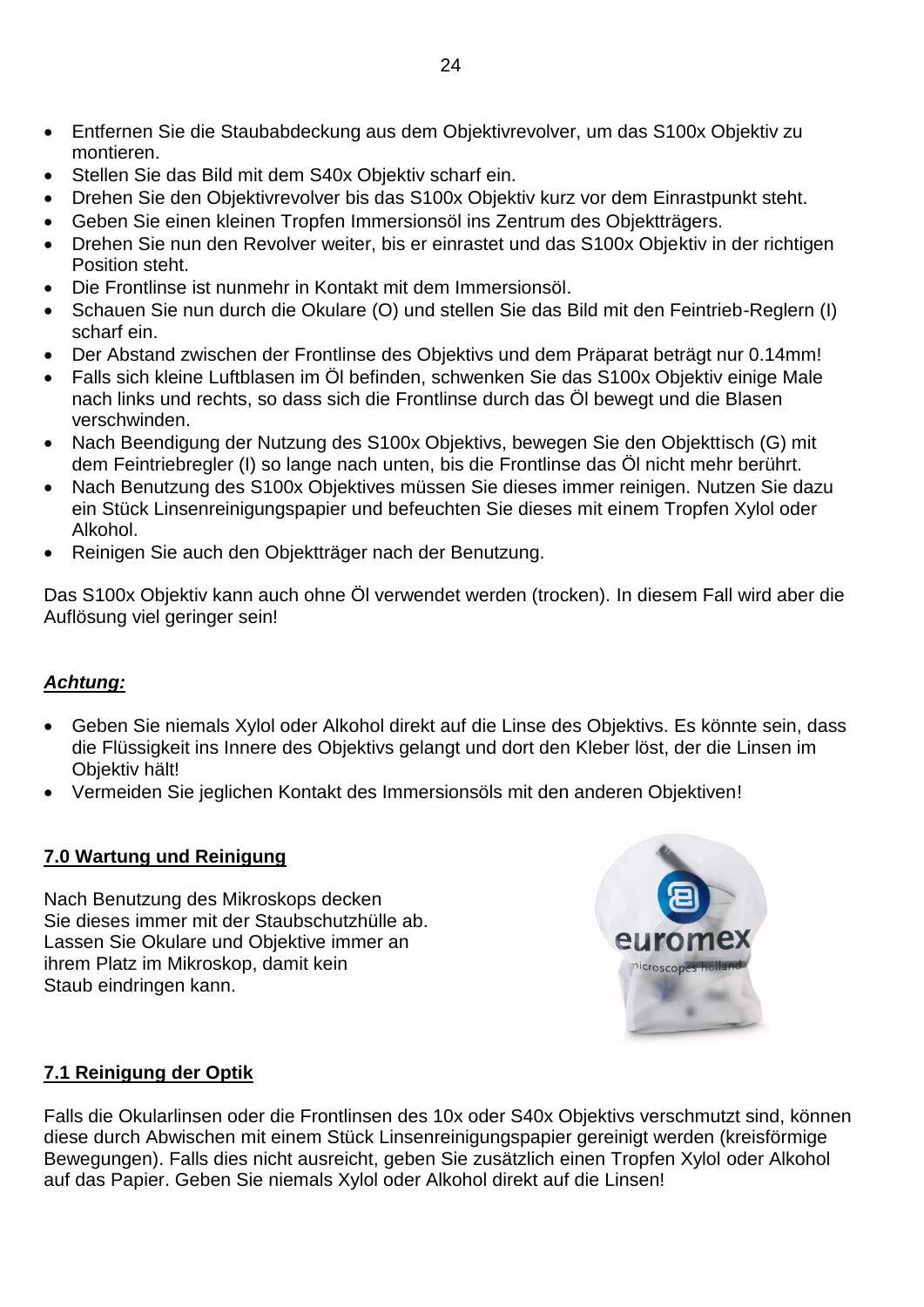- Entfernen Sie die Staubabdeckung aus dem Objektivrevolver, um das S100x Objektiv zu montieren.
- Stellen Sie das Bild mit dem S40x Objektiv scharf ein.
- Drehen Sie den Objektivrevolver bis das S100x Objektiv kurz vor dem Einrastpunkt steht.
- Geben Sie einen kleinen Tropfen Immersionsöl ins Zentrum des Objektträgers.
- Drehen Sie nun den Revolver weiter, bis er einrastet und das S100x Objektiv in der richtigen Position steht.
- Die Frontlinse ist nunmehr in Kontakt mit dem Immersionsöl.
- Schauen Sie nun durch die Okulare (O) und stellen Sie das Bild mit den Feintrieb-Reglern (I) scharf ein.
- Der Abstand zwischen der Frontlinse des Objektivs und dem Präparat beträgt nur 0.14mm!
- Falls sich kleine Luftblasen im Öl befinden, schwenken Sie das S100x Objektiv einige Male nach links und rechts, so dass sich die Frontlinse durch das Öl bewegt und die Blasen verschwinden.
- Nach Beendigung der Nutzung des S100x Objektivs, bewegen Sie den Objekttisch (G) mit dem Feintriebregler (I) so lange nach unten, bis die Frontlinse das Öl nicht mehr berührt.
- Nach Benutzung des S100x Objektives müssen Sie dieses immer reinigen. Nutzen Sie dazu ein Stück Linsenreinigungspapier und befeuchten Sie dieses mit einem Tropfen Xylol oder Alkohol.
- Reinigen Sie auch den Objektträger nach der Benutzung.

Das S100x Objektiv kann auch ohne Öl verwendet werden (trocken). In diesem Fall wird aber die Auflösung viel geringer sein!

***Achtung:***

- Geben Sie niemals Xylol oder Alkohol direkt auf die Linse des Objektivs. Es könnte sein, dass die Flüssigkeit ins Innere des Objektivs gelangt und dort den Kleber löst, der die Linsen im Objektiv hält!
- Vermeiden Sie jeglichen Kontakt des Immersionsöls mit den anderen Objektiven!

## 7.0 Wartung und Reinigung

Nach Benutzung des Mikroskops decken Sie dieses immer mit der Staubschutzhülle ab. Lassen Sie Okulare und Objektive immer an ihrem Platz im Mikroskop, damit kein Staub eindringen kann.

## 7.1 Reinigung der Optik

Falls die Okularlinsen oder die Frontlinsen des 10x oder S40x Objektivs verschmutzt sind, können diese durch Abwischen mit einem Stück Linsenreinigungspapier gereinigt werden (kreisförmige Bewegungen). Falls dies nicht ausreicht, geben Sie zusätzlich einen Tropfen Xylol oder Alkohol auf das Papier. Geben Sie niemals Xylol oder Alkohol direkt auf die Linsen!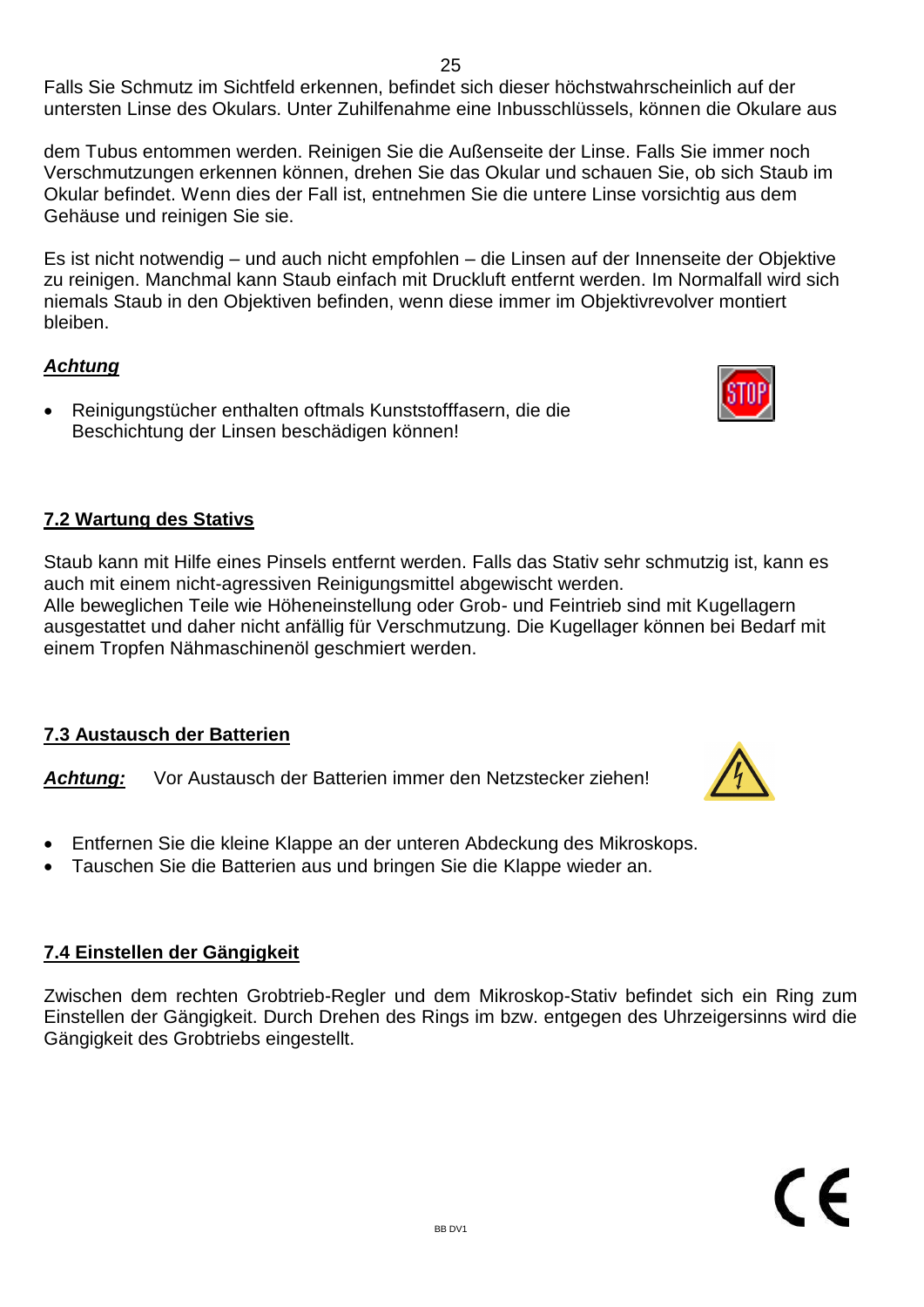Falls Sie Schmutz im Sichtfeld erkennen, befindet sich dieser höchstwahrscheinlich auf der untersten Linse des Okulars. Unter Zuhilfenahme eine Inbusschlüssels, können die Okulare aus

dem Tubus entommen werden. Reinigen Sie die Außenseite der Linse. Falls Sie immer noch Verschmutzungen erkennen können, drehen Sie das Okular und schauen Sie, ob sich Staub im Okular befindet. Wenn dies der Fall ist, entnehmen Sie die untere Linse vorsichtig aus dem Gehäuse und reinigen Sie sie.

Es ist nicht notwendig – und auch nicht empfohlen – die Linsen auf der Innenseite der Objektive zu reinigen. Manchmal kann Staub einfach mit Druckluft entfernt werden. Im Normalfall wird sich niemals Staub in den Objektiven befinden, wenn diese immer im Objektivrevolver montiert bleiben.

***Achtung***

- Reinigungstücher enthalten oftmals Kunststofffasern, die die Beschichtung der Linsen beschädigen können!

## 7.2 Wartung des Stativs

Staub kann mit Hilfe eines Pinsels entfernt werden. Falls das Stativ sehr schmutzig ist, kann es auch mit einem nicht-agressiven Reinigungsmittel abgewischt werden.
Alle beweglichen Teile wie Höheneinstellung oder Grob- und Feintrieb sind mit Kugellagern ausgestattet und daher nicht anfällig für Verschmutzung. Die Kugellager können bei Bedarf mit einem Tropfen Nähmaschinenöl geschmiert werden.

## 7.3 Austausch der Batterien

***Achtung:*** Vor Austausch der Batterien immer den Netzstecker ziehen!

- Entfernen Sie die kleine Klappe an der unteren Abdeckung des Mikroskops.
- Tauschen Sie die Batterien aus und bringen Sie die Klappe wieder an.

## 7.4 Einstellen der Gängigkeit

Zwischen dem rechten Grobtrieb-Regler und dem Mikroskop-Stativ befindet sich ein Ring zum Einstellen der Gängigkeit. Durch Drehen des Rings im bzw. entgegen des Uhrzeigersinns wird die Gängigkeit des Grobtriebs eingestellt.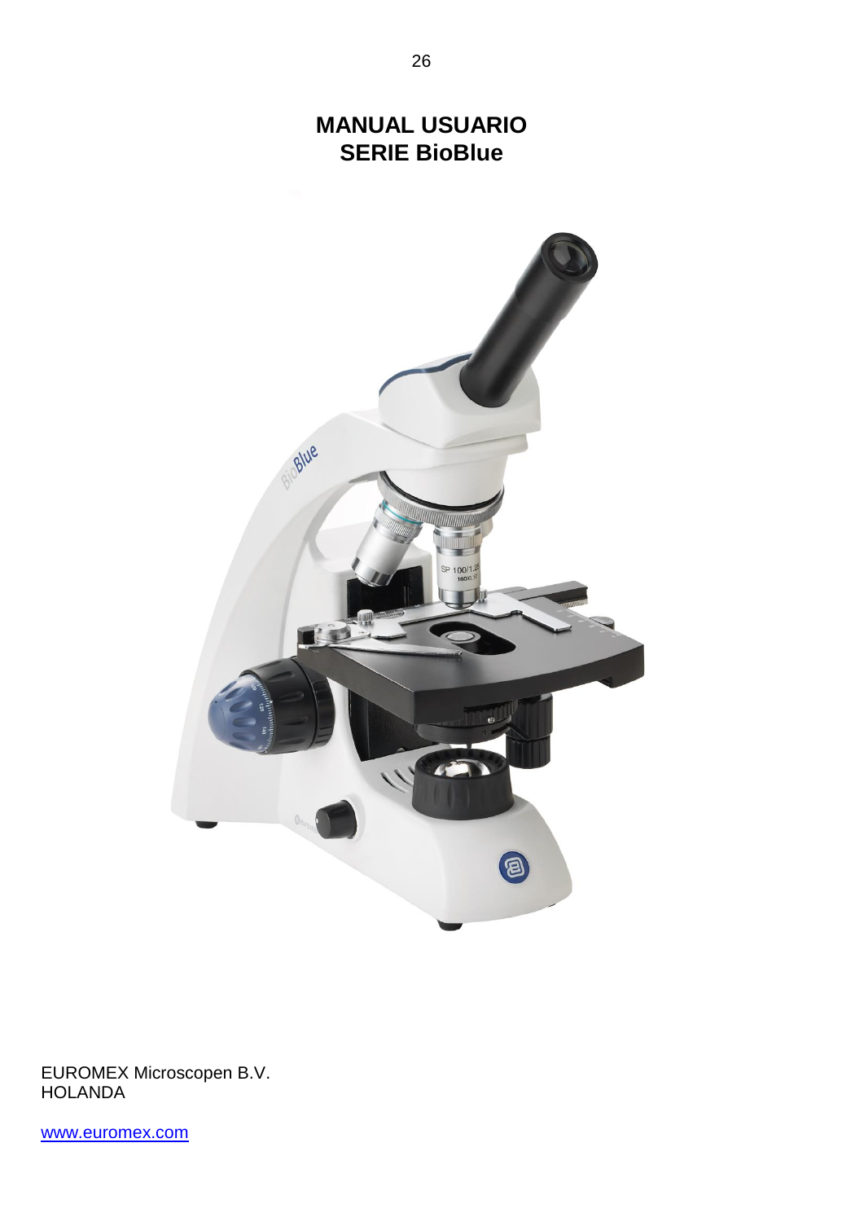# MANUAL USUARIO
# SERIE BioBlue

EUROMEX Microscopen B.V.
HOLANDA

www.euromex.com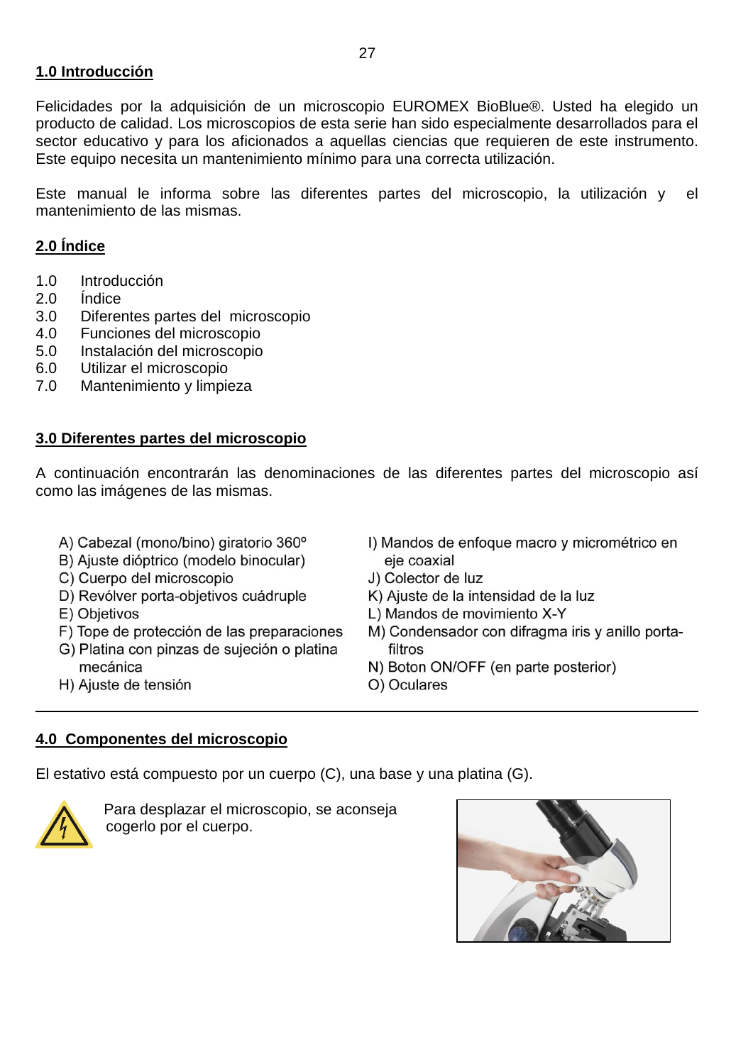## 1.0 Introducción

Felicidades por la adquisición de un microscopio EUROMEX BioBlue®. Usted ha elegido un producto de calidad. Los microscopios de esta serie han sido especialmente desarrollados para el sector educativo y para los aficionados a aquellas ciencias que requieren de este instrumento. Este equipo necesita un mantenimiento mínimo para una correcta utilización.

Este manual le informa sobre las diferentes partes del microscopio, la utilización y el mantenimiento de las mismas.

## 2.0 Índice

1.0 Introducción
2.0 Índice
3.0 Diferentes partes del microscopio
4.0 Funciones del microscopio
5.0 Instalación del microscopio
6.0 Utilizar el microscopio
7.0 Mantenimiento y limpieza

## 3.0 Diferentes partes del microscopio

A continuación encontrarán las denominaciones de las diferentes partes del microscopio así como las imágenes de las mismas.

A) Cabezal (mono/bino) giratorio 360º
B) Ajuste dióptrico (modelo binocular)
C) Cuerpo del microscopio
D) Revólver porta-objetivos cuádruple
E) Objetivos
F) Tope de protección de las preparaciones
G) Platina con pinzas de sujeción o platina mecánica
H) Ajuste de tensión
I) Mandos de enfoque macro y micrométrico en eje coaxial
J) Colector de luz
K) Ajuste de la intensidad de la luz
L) Mandos de movimiento X-Y
M) Condensador con difragma iris y anillo porta-filtros
N) Boton ON/OFF (en parte posterior)
O) Oculares

---

## 4.0 Componentes del microscopio

El estativo está compuesto por un cuerpo (C), una base y una platina (G).

Para desplazar el microscopio, se aconseja cogerlo por el cuerpo.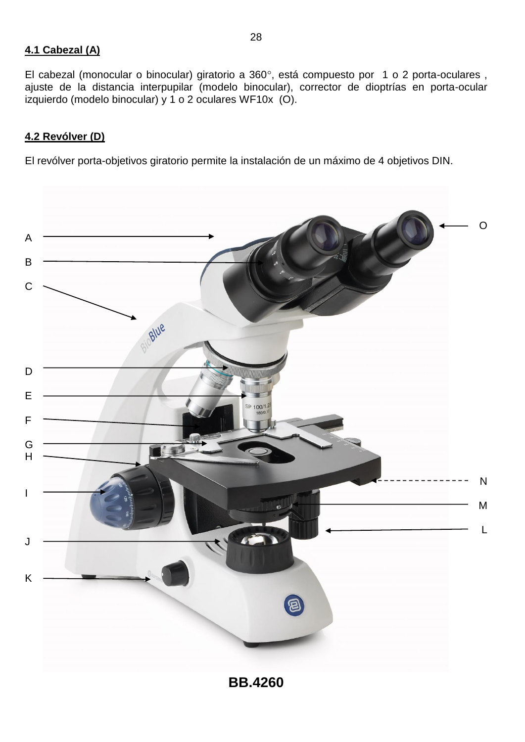**4.1 Cabezal (A)**

El cabezal (monocular o binocular) giratorio a 360°, está compuesto por 1 o 2 porta-oculares , ajuste de la distancia interpupilar (modelo binocular), corrector de dioptrías en porta-ocular izquierdo (modelo binocular) y 1 o 2 oculares WF10x (O).

**4.2 Revólver (D)**

El revólver porta-objetivos giratorio permite la instalación de un máximo de 4 objetivos DIN.

A

B

C

D

E

F

G

H

I

J

K

O

N

M

L

**BB.4260**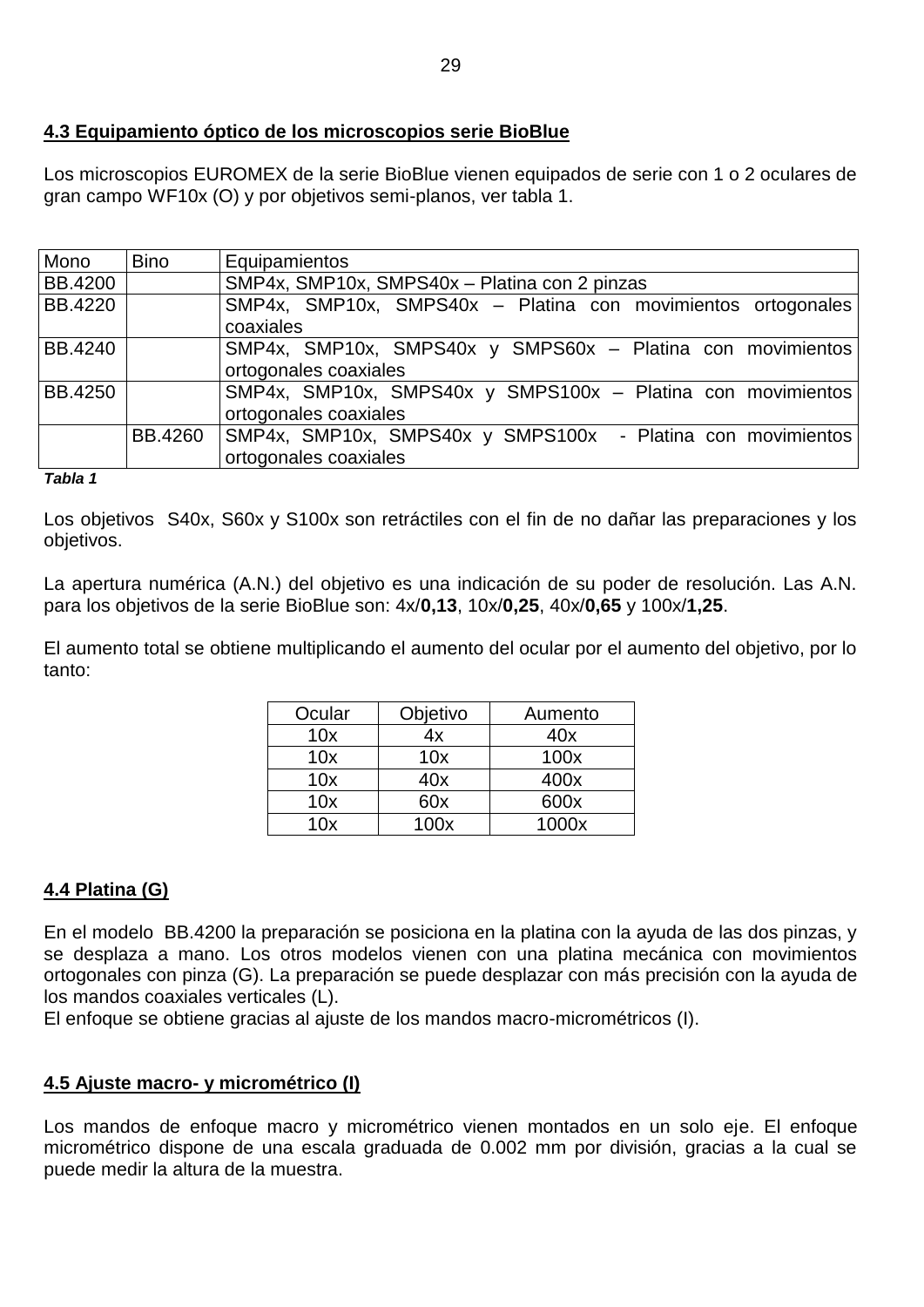## 4.3 Equipamiento óptico de los microscopios serie BioBlue

Los microscopios EUROMEX de la serie BioBlue vienen equipados de serie con 1 o 2 oculares de gran campo WF10x (O) y por objetivos semi-planos, ver tabla 1.

| Mono | Bino | Equipamientos |
|---|---|---|
| BB.4200 | | SMP4x, SMP10x, SMPS40x – Platina con 2 pinzas |
| BB.4220 | | SMP4x, SMP10x, SMPS40x – Platina con movimientos ortogonales coaxiales |
| BB.4240 | | SMP4x, SMP10x, SMPS40x y SMPS60x – Platina con movimientos ortogonales coaxiales |
| BB.4250 | | SMP4x, SMP10x, SMPS40x y SMPS100x – Platina con movimientos ortogonales coaxiales |
| | BB.4260 | SMP4x, SMP10x, SMPS40x y SMPS100x - Platina con movimientos ortogonales coaxiales |

***Tabla 1***

Los objetivos S40x, S60x y S100x son retráctiles con el fin de no dañar las preparaciones y los objetivos.

La apertura numérica (A.N.) del objetivo es una indicación de su poder de resolución. Las A.N. para los objetivos de la serie BioBlue son: 4x/**0,13**, 10x/**0,25**, 40x/**0,65** y 100x/**1,25**.

El aumento total se obtiene multiplicando el aumento del ocular por el aumento del objetivo, por lo tanto:

| Ocular | Objetivo | Aumento |
|---|---|---|
| 10x | 4x | 40x |
| 10x | 10x | 100x |
| 10x | 40x | 400x |
| 10x | 60x | 600x |
| 10x | 100x | 1000x |

## 4.4 Platina (G)

En el modelo BB.4200 la preparación se posiciona en la platina con la ayuda de las dos pinzas, y se desplaza a mano. Los otros modelos vienen con una platina mecánica con movimientos ortogonales con pinza (G). La preparación se puede desplazar con más precisión con la ayuda de los mandos coaxiales verticales (L).
El enfoque se obtiene gracias al ajuste de los mandos macro-micrométricos (I).

## 4.5 Ajuste macro- y micrométrico (I)

Los mandos de enfoque macro y micrométrico vienen montados en un solo eje. El enfoque micrométrico dispone de una escala graduada de 0.002 mm por división, gracias a la cual se puede medir la altura de la muestra.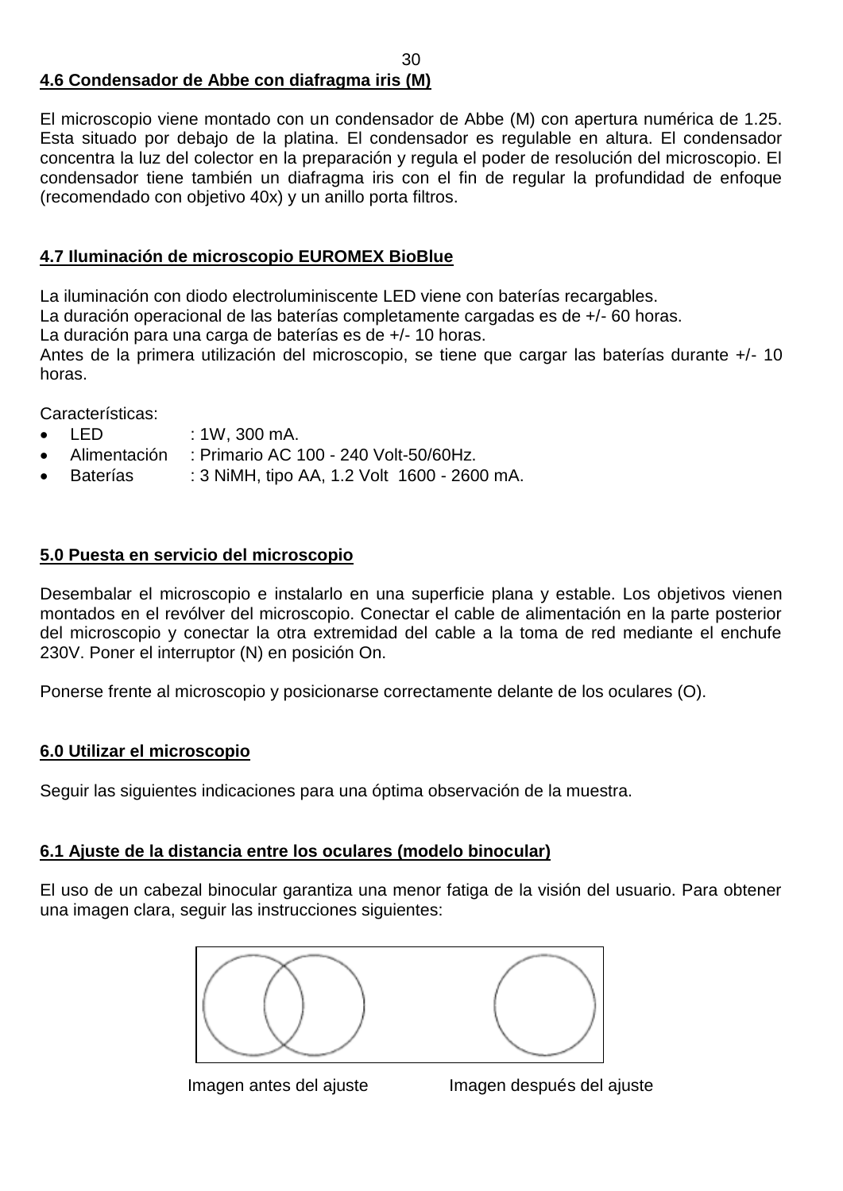## 4.6 Condensador de Abbe con diafragma iris (M)

El microscopio viene montado con un condensador de Abbe (M) con apertura numérica de 1.25. Esta situado por debajo de la platina. El condensador es regulable en altura. El condensador concentra la luz del colector en la preparación y regula el poder de resolución del microscopio. El condensador tiene también un diafragma iris con el fin de regular la profundidad de enfoque (recomendado con objetivo 40x) y un anillo porta filtros.

## 4.7 Iluminación de microscopio EUROMEX BioBlue

La iluminación con diodo electroluminiscente LED viene con baterías recargables.
La duración operacional de las baterías completamente cargadas es de +/- 60 horas.
La duración para una carga de baterías es de +/- 10 horas.
Antes de la primera utilización del microscopio, se tiene que cargar las baterías durante +/- 10 horas.

Características:

- LED : 1W, 300 mA.
- Alimentación : Primario AC 100 - 240 Volt-50/60Hz.
- Baterías : 3 NiMH, tipo AA, 1.2 Volt 1600 - 2600 mA.

## 5.0 Puesta en servicio del microscopio

Desembalar el microscopio e instalarlo en una superficie plana y estable. Los objetivos vienen montados en el revólver del microscopio. Conectar el cable de alimentación en la parte posterior del microscopio y conectar la otra extremidad del cable a la toma de red mediante el enchufe 230V. Poner el interruptor (N) en posición On.

Ponerse frente al microscopio y posicionarse correctamente delante de los oculares (O).

## 6.0 Utilizar el microscopio

Seguir las siguientes indicaciones para una óptima observación de la muestra.

## 6.1 Ajuste de la distancia entre los oculares (modelo binocular)

El uso de un cabezal binocular garantiza una menor fatiga de la visión del usuario. Para obtener una imagen clara, seguir las instrucciones siguientes:

Imagen antes del ajuste Imagen después del ajuste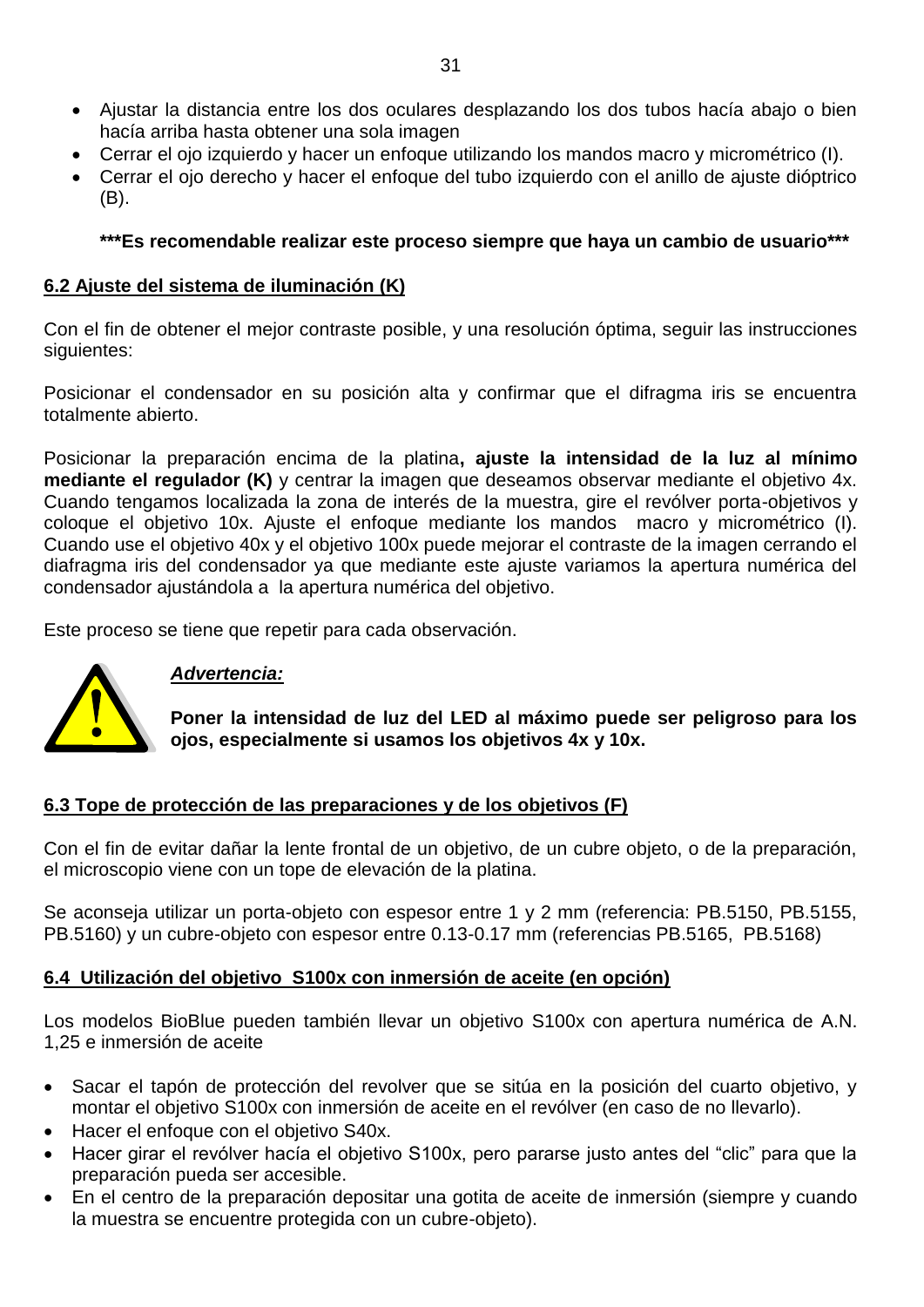- Ajustar la distancia entre los dos oculares desplazando los dos tubos hacía abajo o bien hacía arriba hasta obtener una sola imagen
- Cerrar el ojo izquierdo y hacer un enfoque utilizando los mandos macro y micrométrico (I).
- Cerrar el ojo derecho y hacer el enfoque del tubo izquierdo con el anillo de ajuste dióptrico (B).

**\*\*\*Es recomendable realizar este proceso siempre que haya un cambio de usuario\*\*\***

## 6.2 Ajuste del sistema de iluminación (K)

Con el fin de obtener el mejor contraste posible, y una resolución óptima, seguir las instrucciones siguientes:

Posicionar el condensador en su posición alta y confirmar que el difragma iris se encuentra totalmente abierto.

Posicionar la preparación encima de la platina**, ajuste la intensidad de la luz al mínimo mediante el regulador (K)** y centrar la imagen que deseamos observar mediante el objetivo 4x. Cuando tengamos localizada la zona de interés de la muestra, gire el revólver porta-objetivos y coloque el objetivo 10x. Ajuste el enfoque mediante los mandos macro y micrométrico (I). Cuando use el objetivo 40x y el objetivo 100x puede mejorar el contraste de la imagen cerrando el diafragma iris del condensador ya que mediante este ajuste variamos la apertura numérica del condensador ajustándola a la apertura numérica del objetivo.

Este proceso se tiene que repetir para cada observación.

***Advertencia:***

**Poner la intensidad de luz del LED al máximo puede ser peligroso para los ojos, especialmente si usamos los objetivos 4x y 10x.**

## 6.3 Tope de protección de las preparaciones y de los objetivos (F)

Con el fin de evitar dañar la lente frontal de un objetivo, de un cubre objeto, o de la preparación, el microscopio viene con un tope de elevación de la platina.

Se aconseja utilizar un porta-objeto con espesor entre 1 y 2 mm (referencia: PB.5150, PB.5155, PB.5160) y un cubre-objeto con espesor entre 0.13-0.17 mm (referencias PB.5165, PB.5168)

## 6.4 Utilización del objetivo S100x con inmersión de aceite (en opción)

Los modelos BioBlue pueden también llevar un objetivo S100x con apertura numérica de A.N. 1,25 e inmersión de aceite

- Sacar el tapón de protección del revolver que se sitúa en la posición del cuarto objetivo, y montar el objetivo S100x con inmersión de aceite en el revólver (en caso de no llevarlo).
- Hacer el enfoque con el objetivo S40x.
- Hacer girar el revólver hacía el objetivo S100x, pero pararse justo antes del "clic" para que la preparación pueda ser accesible.
- En el centro de la preparación depositar una gotita de aceite de inmersión (siempre y cuando la muestra se encuentre protegida con un cubre-objeto).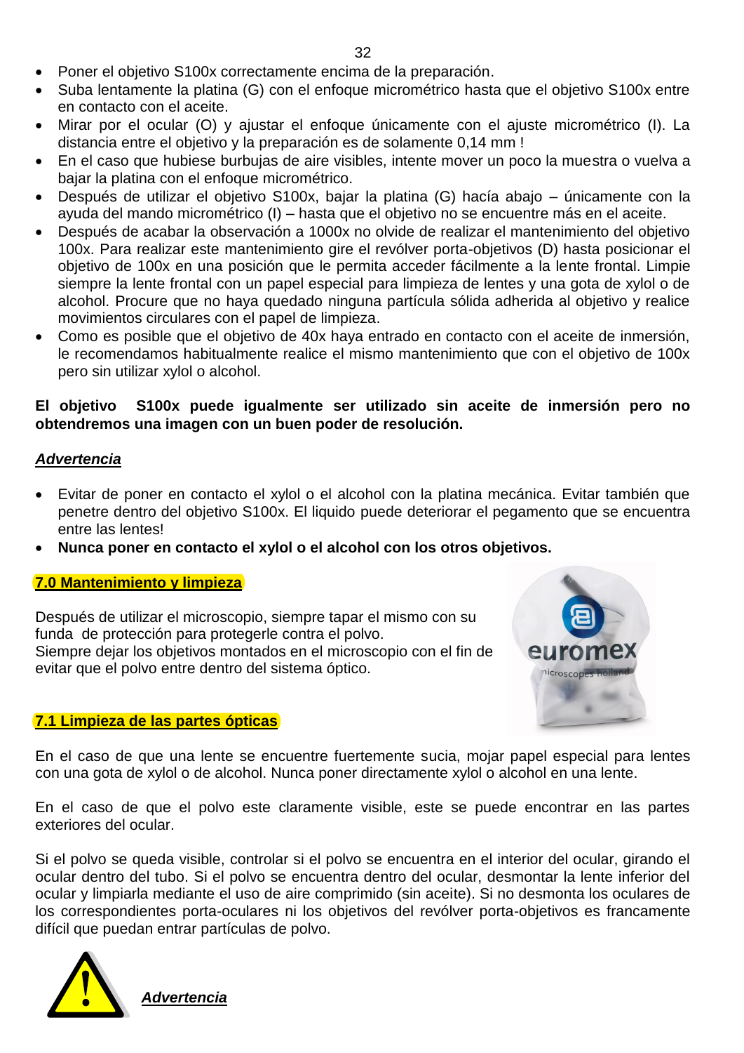- Poner el objetivo S100x correctamente encima de la preparación.
- Suba lentamente la platina (G) con el enfoque micrométrico hasta que el objetivo S100x entre en contacto con el aceite.
- Mirar por el ocular (O) y ajustar el enfoque únicamente con el ajuste micrométrico (I). La distancia entre el objetivo y la preparación es de solamente 0,14 mm !
- En el caso que hubiese burbujas de aire visibles, intente mover un poco la muestra o vuelva a bajar la platina con el enfoque micrométrico.
- Después de utilizar el objetivo S100x, bajar la platina (G) hacía abajo – únicamente con la ayuda del mando micrométrico (I) – hasta que el objetivo no se encuentre más en el aceite.
- Después de acabar la observación a 1000x no olvide de realizar el mantenimiento del objetivo 100x. Para realizar este mantenimiento gire el revólver porta-objetivos (D) hasta posicionar el objetivo de 100x en una posición que le permita acceder fácilmente a la lente frontal. Limpie siempre la lente frontal con un papel especial para limpieza de lentes y una gota de xylol o de alcohol. Procure que no haya quedado ninguna partícula sólida adherida al objetivo y realice movimientos circulares con el papel de limpieza.
- Como es posible que el objetivo de 40x haya entrado en contacto con el aceite de inmersión, le recomendamos habitualmente realice el mismo mantenimiento que con el objetivo de 100x pero sin utilizar xylol o alcohol.

**El objetivo S100x puede igualmente ser utilizado sin aceite de inmersión pero no obtendremos una imagen con un buen poder de resolución.**

***Advertencia***

- Evitar de poner en contacto el xylol o el alcohol con la platina mecánica. Evitar también que penetre dentro del objetivo S100x. El liquido puede deteriorar el pegamento que se encuentra entre las lentes!
- **Nunca poner en contacto el xylol o el alcohol con los otros objetivos.**

## 7.0 Mantenimiento y limpieza

Después de utilizar el microscopio, siempre tapar el mismo con su funda de protección para protegerle contra el polvo.
Siempre dejar los objetivos montados en el microscopio con el fin de evitar que el polvo entre dentro del sistema óptico.

## 7.1 Limpieza de las partes ópticas

En el caso de que una lente se encuentre fuertemente sucia, mojar papel especial para lentes con una gota de xylol o de alcohol. Nunca poner directamente xylol o alcohol en una lente.

En el caso de que el polvo este claramente visible, este se puede encontrar en las partes exteriores del ocular.

Si el polvo se queda visible, controlar si el polvo se encuentra en el interior del ocular, girando el ocular dentro del tubo. Si el polvo se encuentra dentro del ocular, desmontar la lente inferior del ocular y limpiarla mediante el uso de aire comprimido (sin aceite). Si no desmonta los oculares de los correspondientes porta-oculares ni los objetivos del revólver porta-objetivos es francamente difícil que puedan entrar partículas de polvo.

***Advertencia***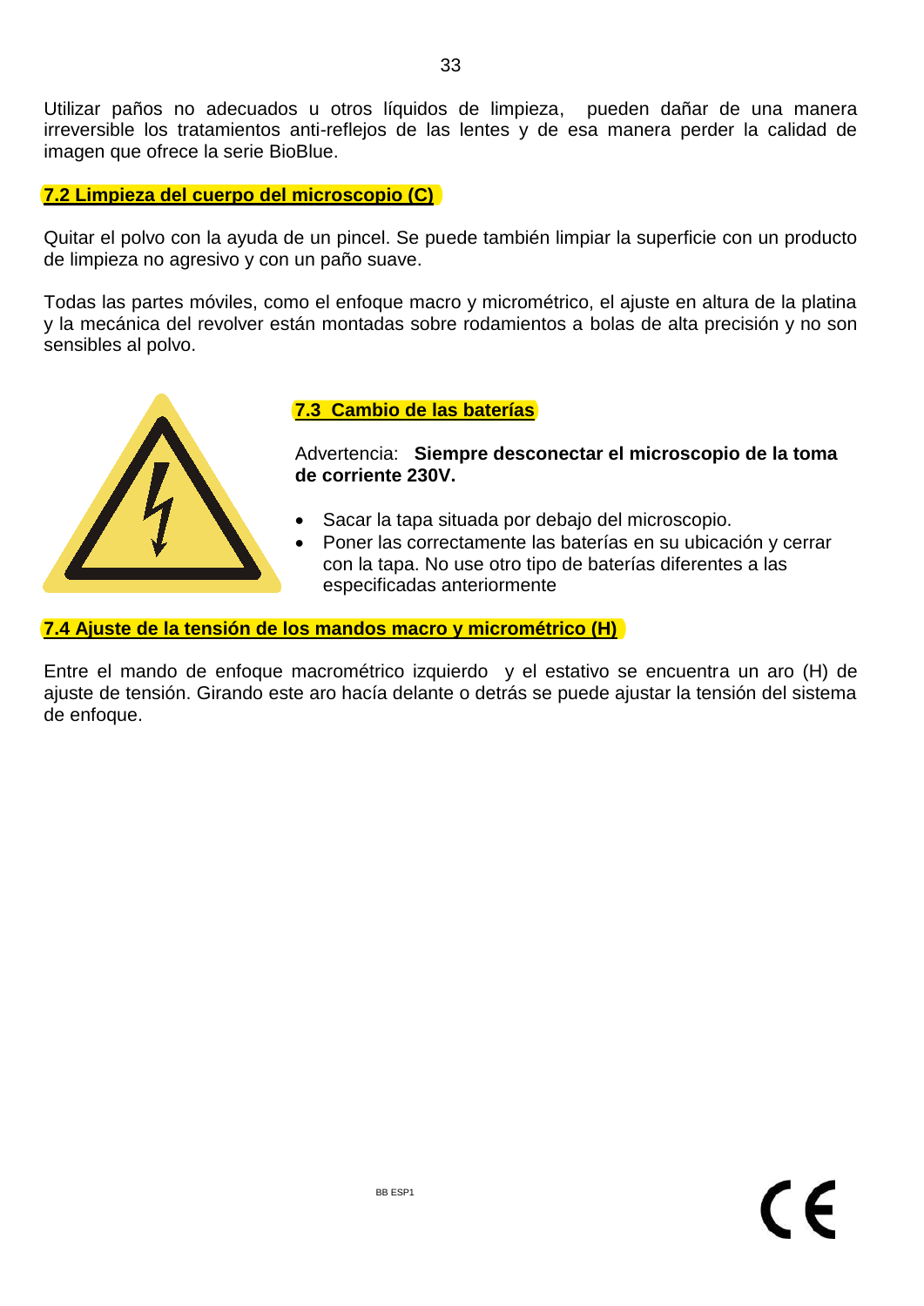Utilizar paños no adecuados u otros líquidos de limpieza, pueden dañar de una manera irreversible los tratamientos anti-reflejos de las lentes y de esa manera perder la calidad de imagen que ofrece la serie BioBlue.

## 7.2 Limpieza del cuerpo del microscopio (C)

Quitar el polvo con la ayuda de un pincel. Se puede también limpiar la superficie con un producto de limpieza no agresivo y con un paño suave.

Todas las partes móviles, como el enfoque macro y micrométrico, el ajuste en altura de la platina y la mecánica del revolver están montadas sobre rodamientos a bolas de alta precisión y no son sensibles al polvo.

## 7.3 Cambio de las baterías

Advertencia: **Siempre desconectar el microscopio de la toma de corriente 230V.**

- Sacar la tapa situada por debajo del microscopio.
- Poner las correctamente las baterías en su ubicación y cerrar con la tapa. No use otro tipo de baterías diferentes a las especificadas anteriormente

## 7.4 Ajuste de la tensión de los mandos macro y micrométrico (H)

Entre el mando de enfoque macrométrico izquierdo y el estativo se encuentra un aro (H) de ajuste de tensión. Girando este aro hacía delante o detrás se puede ajustar la tensión del sistema de enfoque.